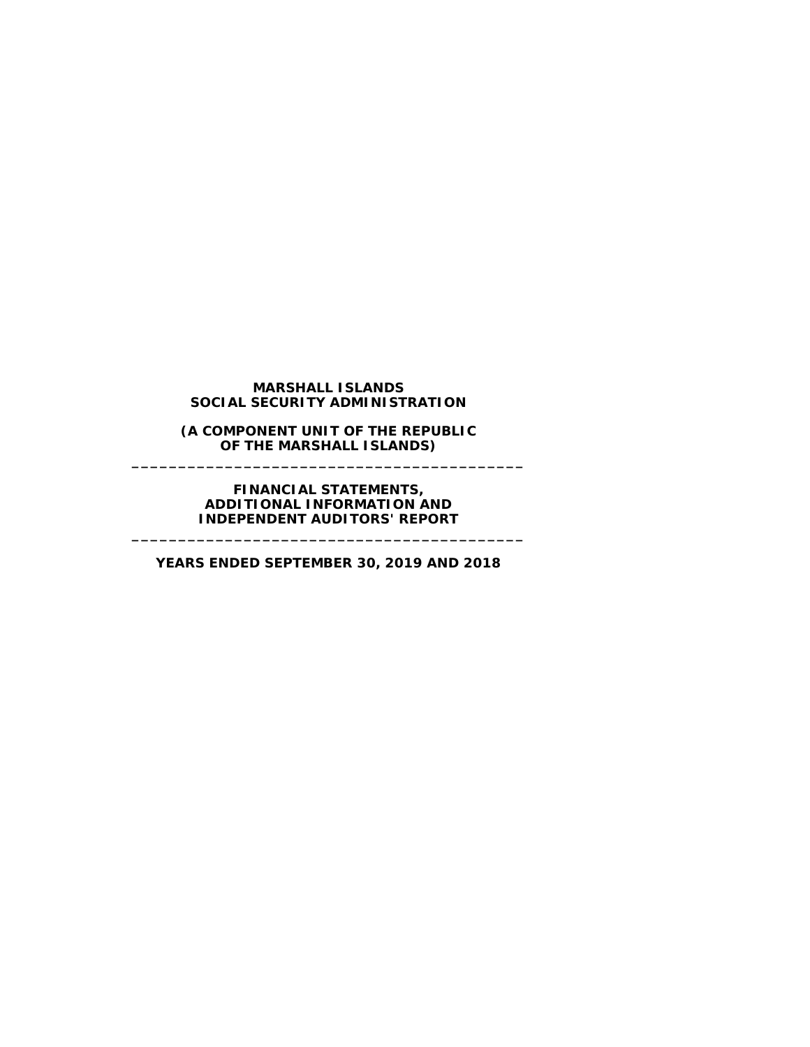# MARSHALL ISLANDS SOCIAL SECURITY ADMINISTRATION

**(A COMPONENT UNIT OF THE REPUBLIC OF THE MARSHALL ISLANDS)**

---

**FINANCIAL STATEMENTS, ADDITIONAL INFORMATION AND INDEPENDENT AUDITORS' REPORT**

---

**YEARS ENDED SEPTEMBER 30, 2019 AND 2018**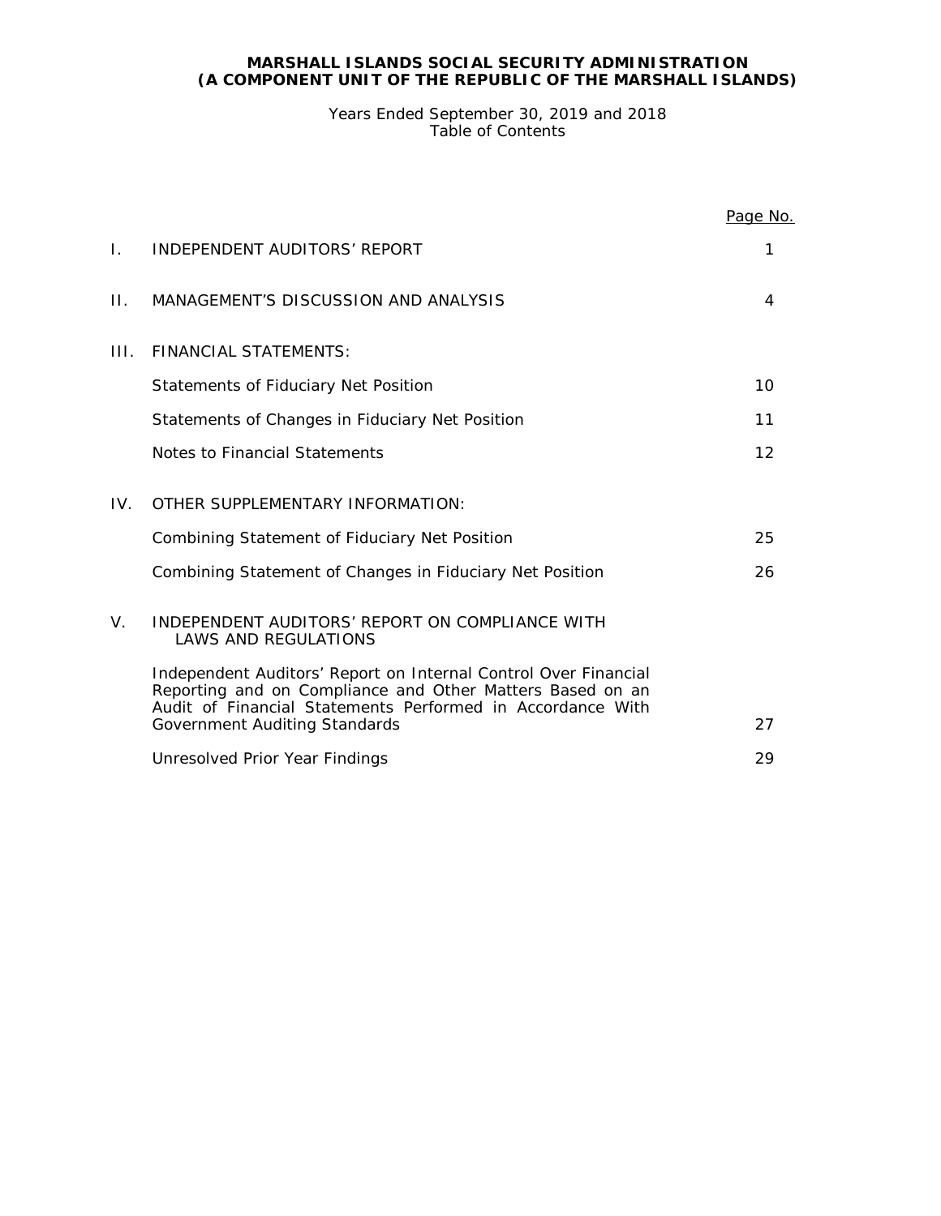**MARSHALL ISLANDS SOCIAL SECURITY ADMINISTRATION**
**(A COMPONENT UNIT OF THE REPUBLIC OF THE MARSHALL ISLANDS)**

Years Ended September 30, 2019 and 2018
Table of Contents

| | | Page No. |
|---|---|---|
| I. | INDEPENDENT AUDITORS' REPORT | 1 |
| II. | MANAGEMENT'S DISCUSSION AND ANALYSIS | 4 |
| III. | FINANCIAL STATEMENTS: | |
| | Statements of Fiduciary Net Position | 10 |
| | Statements of Changes in Fiduciary Net Position | 11 |
| | Notes to Financial Statements | 12 |
| IV. | OTHER SUPPLEMENTARY INFORMATION: | |
| | Combining Statement of Fiduciary Net Position | 25 |
| | Combining Statement of Changes in Fiduciary Net Position | 26 |
| V. | INDEPENDENT AUDITORS' REPORT ON COMPLIANCE WITH LAWS AND REGULATIONS | |
| | Independent Auditors' Report on Internal Control Over Financial Reporting and on Compliance and Other Matters Based on an Audit of Financial Statements Performed in Accordance With Government Auditing Standards | 27 |
| | Unresolved Prior Year Findings | 29 |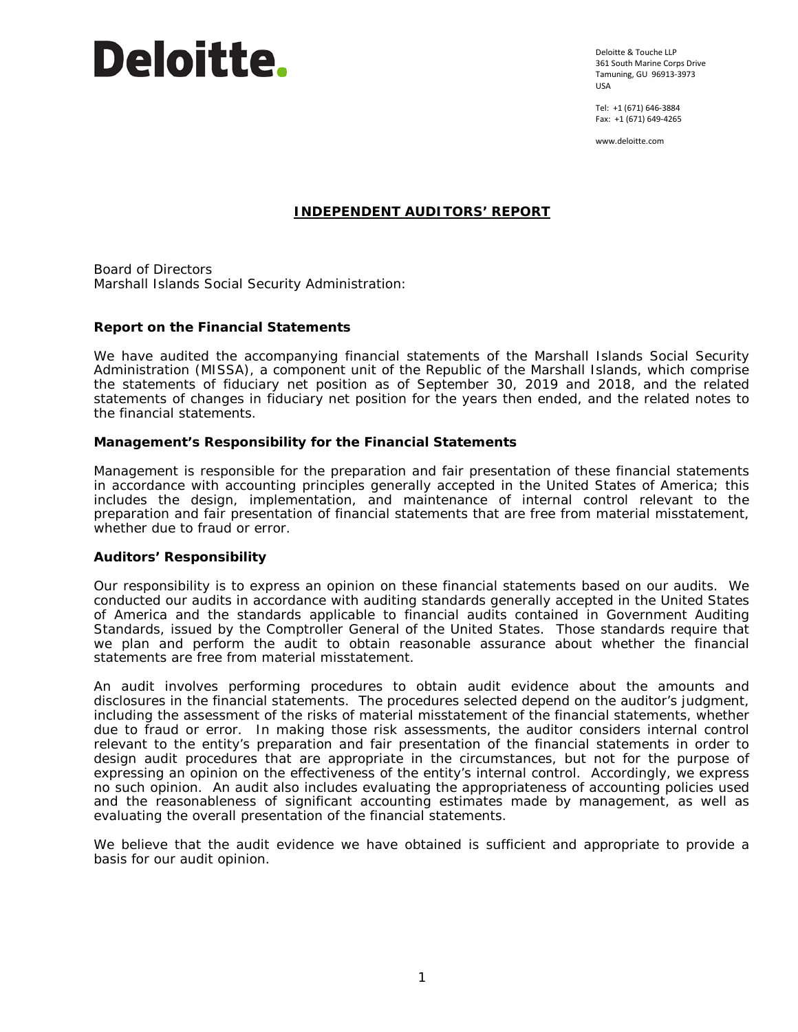Deloitte.

Deloitte & Touche LLP
361 South Marine Corps Drive
Tamuning, GU 96913-3973
USA

Tel: +1 (671) 646-3884
Fax: +1 (671) 649-4265

www.deloitte.com

# INDEPENDENT AUDITORS' REPORT

Board of Directors
Marshall Islands Social Security Administration:

## Report on the Financial Statements

We have audited the accompanying financial statements of the Marshall Islands Social Security Administration (MISSA), a component unit of the Republic of the Marshall Islands, which comprise the statements of fiduciary net position as of September 30, 2019 and 2018, and the related statements of changes in fiduciary net position for the years then ended, and the related notes to the financial statements.

## Management's Responsibility for the Financial Statements

Management is responsible for the preparation and fair presentation of these financial statements in accordance with accounting principles generally accepted in the United States of America; this includes the design, implementation, and maintenance of internal control relevant to the preparation and fair presentation of financial statements that are free from material misstatement, whether due to fraud or error.

## Auditors' Responsibility

Our responsibility is to express an opinion on these financial statements based on our audits. We conducted our audits in accordance with auditing standards generally accepted in the United States of America and the standards applicable to financial audits contained in Government Auditing Standards, issued by the Comptroller General of the United States. Those standards require that we plan and perform the audit to obtain reasonable assurance about whether the financial statements are free from material misstatement.

An audit involves performing procedures to obtain audit evidence about the amounts and disclosures in the financial statements. The procedures selected depend on the auditor's judgment, including the assessment of the risks of material misstatement of the financial statements, whether due to fraud or error. In making those risk assessments, the auditor considers internal control relevant to the entity's preparation and fair presentation of the financial statements in order to design audit procedures that are appropriate in the circumstances, but not for the purpose of expressing an opinion on the effectiveness of the entity's internal control. Accordingly, we express no such opinion. An audit also includes evaluating the appropriateness of accounting policies used and the reasonableness of significant accounting estimates made by management, as well as evaluating the overall presentation of the financial statements.

We believe that the audit evidence we have obtained is sufficient and appropriate to provide a basis for our audit opinion.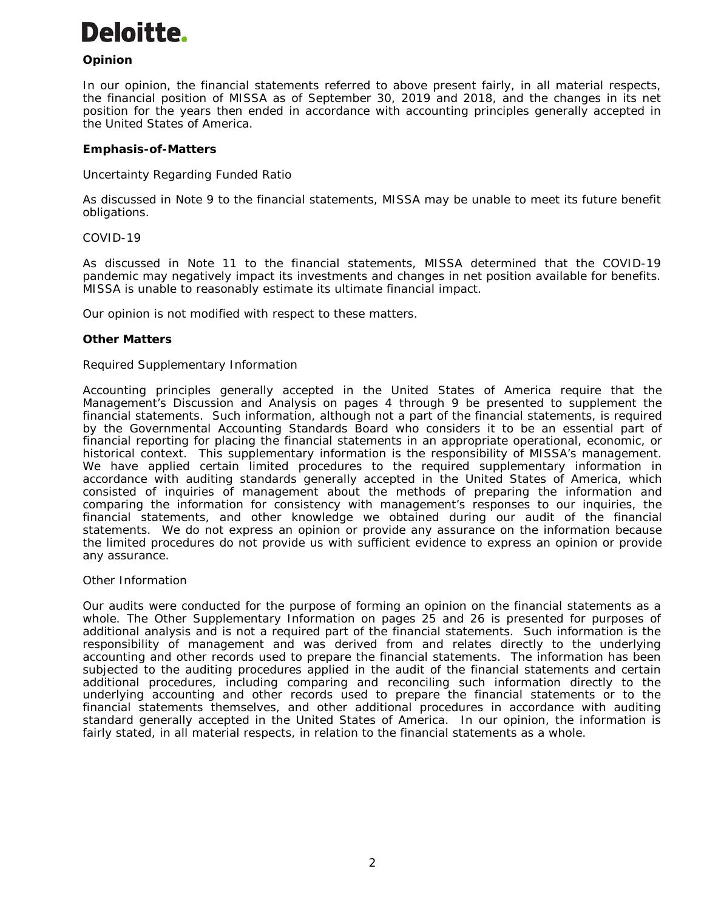Deloitte.

**Opinion**

In our opinion, the financial statements referred to above present fairly, in all material respects, the financial position of MISSA as of September 30, 2019 and 2018, and the changes in its net position for the years then ended in accordance with accounting principles generally accepted in the United States of America.

**Emphasis-of-Matters**

Uncertainty Regarding Funded Ratio

As discussed in Note 9 to the financial statements, MISSA may be unable to meet its future benefit obligations.

COVID-19

As discussed in Note 11 to the financial statements, MISSA determined that the COVID-19 pandemic may negatively impact its investments and changes in net position available for benefits. MISSA is unable to reasonably estimate its ultimate financial impact.

Our opinion is not modified with respect to these matters.

**Other Matters**

Required Supplementary Information

Accounting principles generally accepted in the United States of America require that the Management's Discussion and Analysis on pages 4 through 9 be presented to supplement the financial statements. Such information, although not a part of the financial statements, is required by the Governmental Accounting Standards Board who considers it to be an essential part of financial reporting for placing the financial statements in an appropriate operational, economic, or historical context. This supplementary information is the responsibility of MISSA's management. We have applied certain limited procedures to the required supplementary information in accordance with auditing standards generally accepted in the United States of America, which consisted of inquiries of management about the methods of preparing the information and comparing the information for consistency with management's responses to our inquiries, the financial statements, and other knowledge we obtained during our audit of the financial statements. We do not express an opinion or provide any assurance on the information because the limited procedures do not provide us with sufficient evidence to express an opinion or provide any assurance.

Other Information

Our audits were conducted for the purpose of forming an opinion on the financial statements as a whole. The Other Supplementary Information on pages 25 and 26 is presented for purposes of additional analysis and is not a required part of the financial statements. Such information is the responsibility of management and was derived from and relates directly to the underlying accounting and other records used to prepare the financial statements. The information has been subjected to the auditing procedures applied in the audit of the financial statements and certain additional procedures, including comparing and reconciling such information directly to the underlying accounting and other records used to prepare the financial statements or to the financial statements themselves, and other additional procedures in accordance with auditing standard generally accepted in the United States of America. In our opinion, the information is fairly stated, in all material respects, in relation to the financial statements as a whole.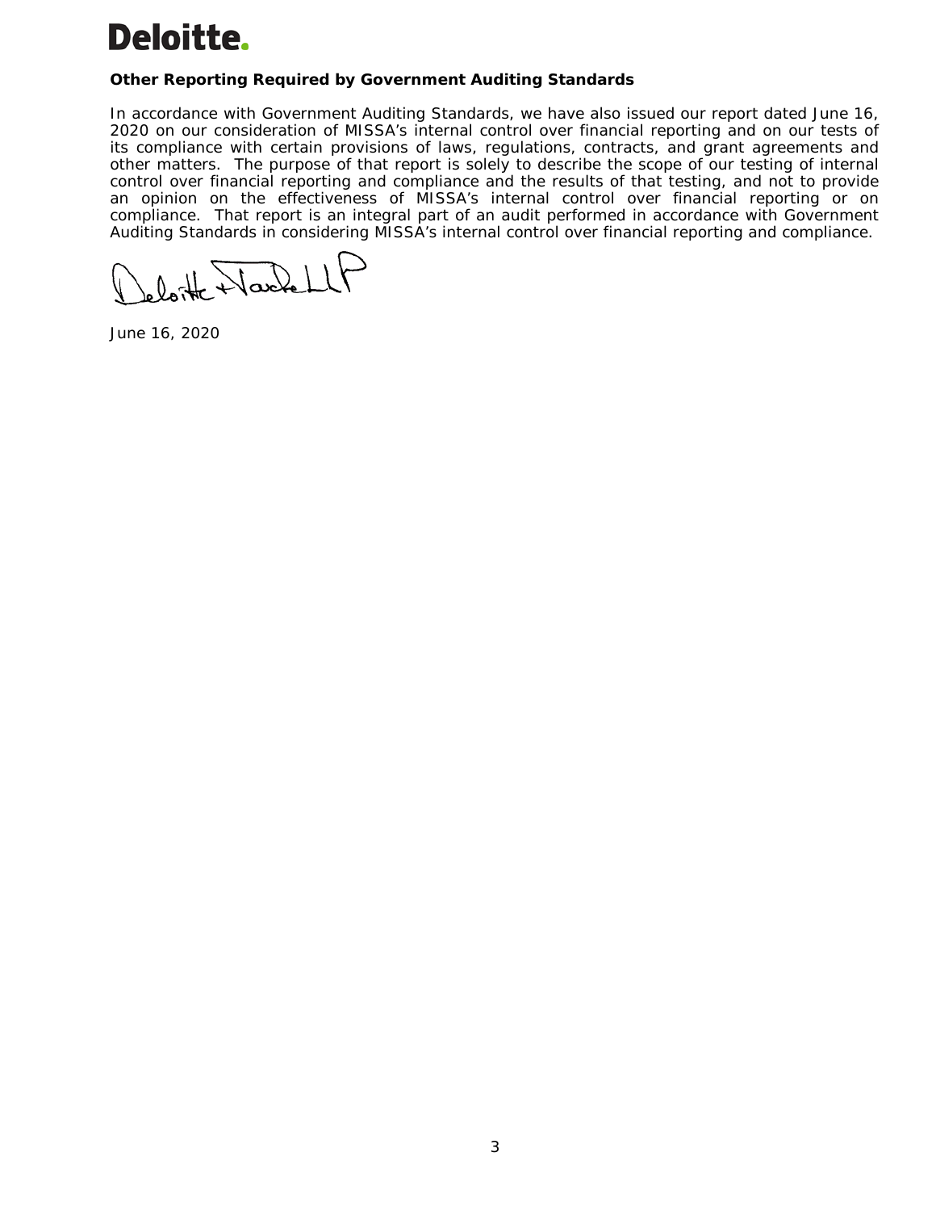**Deloitte.**

**Other Reporting Required by Government Auditing Standards**

In accordance with Government Auditing Standards, we have also issued our report dated June 16, 2020 on our consideration of MISSA's internal control over financial reporting and on our tests of its compliance with certain provisions of laws, regulations, contracts, and grant agreements and other matters. The purpose of that report is solely to describe the scope of our testing of internal control over financial reporting and compliance and the results of that testing, and not to provide an opinion on the effectiveness of MISSA's internal control over financial reporting or on compliance. That report is an integral part of an audit performed in accordance with Government Auditing Standards in considering MISSA's internal control over financial reporting and compliance.

Deloitte & Touche LLP

June 16, 2020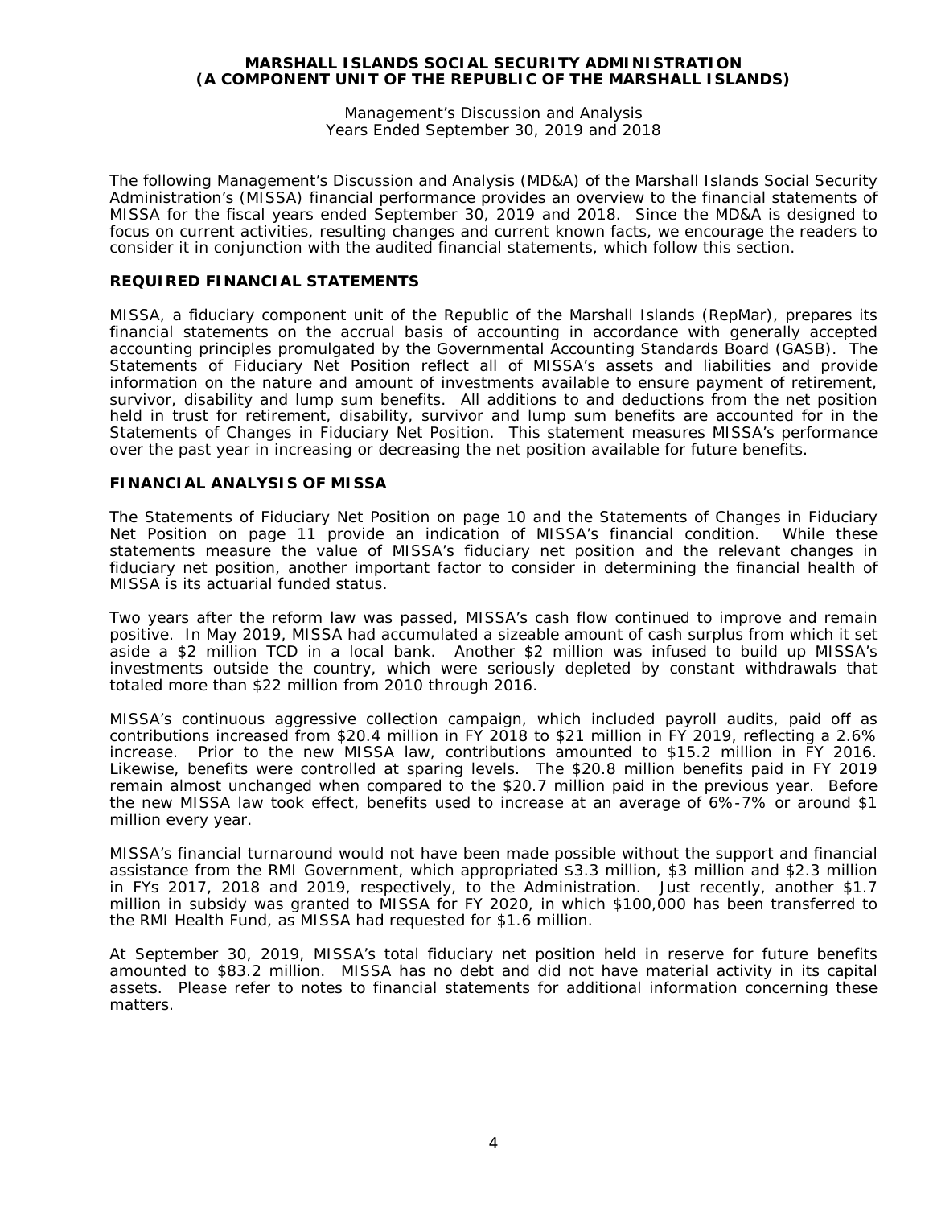**MARSHALL ISLANDS SOCIAL SECURITY ADMINISTRATION**
**(A COMPONENT UNIT OF THE REPUBLIC OF THE MARSHALL ISLANDS)**

Management's Discussion and Analysis
Years Ended September 30, 2019 and 2018

The following Management's Discussion and Analysis (MD&A) of the Marshall Islands Social Security Administration's (MISSA) financial performance provides an overview to the financial statements of MISSA for the fiscal years ended September 30, 2019 and 2018. Since the MD&A is designed to focus on current activities, resulting changes and current known facts, we encourage the readers to consider it in conjunction with the audited financial statements, which follow this section.

## REQUIRED FINANCIAL STATEMENTS

MISSA, a fiduciary component unit of the Republic of the Marshall Islands (RepMar), prepares its financial statements on the accrual basis of accounting in accordance with generally accepted accounting principles promulgated by the Governmental Accounting Standards Board (GASB). The Statements of Fiduciary Net Position reflect all of MISSA's assets and liabilities and provide information on the nature and amount of investments available to ensure payment of retirement, survivor, disability and lump sum benefits. All additions to and deductions from the net position held in trust for retirement, disability, survivor and lump sum benefits are accounted for in the Statements of Changes in Fiduciary Net Position. This statement measures MISSA's performance over the past year in increasing or decreasing the net position available for future benefits.

## FINANCIAL ANALYSIS OF MISSA

The Statements of Fiduciary Net Position on page 10 and the Statements of Changes in Fiduciary Net Position on page 11 provide an indication of MISSA's financial condition. While these statements measure the value of MISSA's fiduciary net position and the relevant changes in fiduciary net position, another important factor to consider in determining the financial health of MISSA is its actuarial funded status.

Two years after the reform law was passed, MISSA's cash flow continued to improve and remain positive. In May 2019, MISSA had accumulated a sizeable amount of cash surplus from which it set aside a $2 million TCD in a local bank. Another $2 million was infused to build up MISSA's investments outside the country, which were seriously depleted by constant withdrawals that totaled more than $22 million from 2010 through 2016.

MISSA's continuous aggressive collection campaign, which included payroll audits, paid off as contributions increased from $20.4 million in FY 2018 to $21 million in FY 2019, reflecting a 2.6% increase. Prior to the new MISSA law, contributions amounted to $15.2 million in FY 2016. Likewise, benefits were controlled at sparing levels. The $20.8 million benefits paid in FY 2019 remain almost unchanged when compared to the $20.7 million paid in the previous year. Before the new MISSA law took effect, benefits used to increase at an average of 6%-7% or around $1 million every year.

MISSA's financial turnaround would not have been made possible without the support and financial assistance from the RMI Government, which appropriated $3.3 million, $3 million and $2.3 million in FYs 2017, 2018 and 2019, respectively, to the Administration. Just recently, another $1.7 million in subsidy was granted to MISSA for FY 2020, in which $100,000 has been transferred to the RMI Health Fund, as MISSA had requested for $1.6 million.

At September 30, 2019, MISSA's total fiduciary net position held in reserve for future benefits amounted to $83.2 million. MISSA has no debt and did not have material activity in its capital assets. Please refer to notes to financial statements for additional information concerning these matters.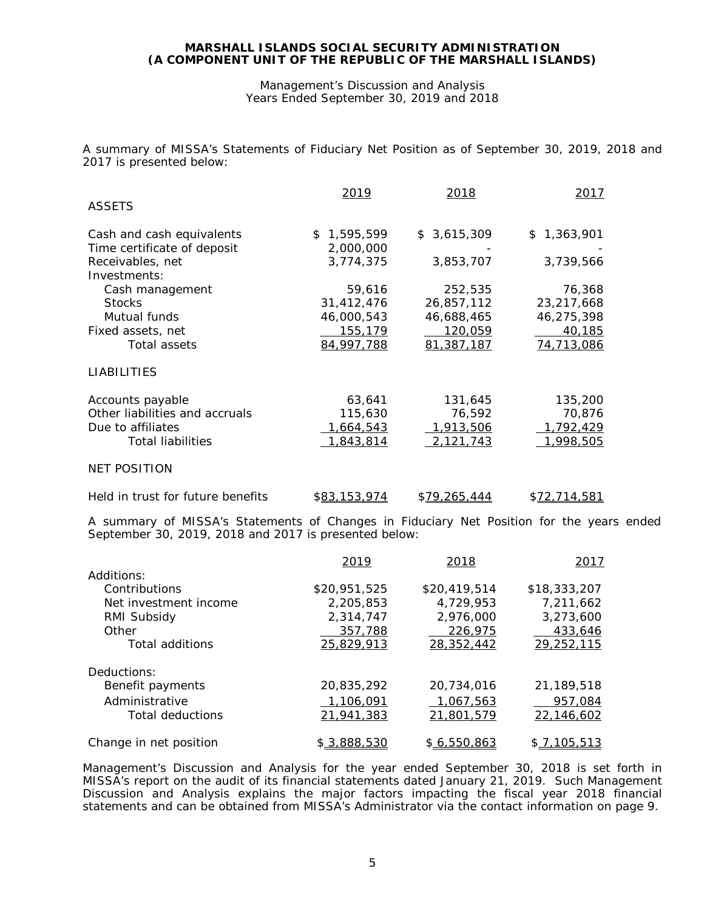**MARSHALL ISLANDS SOCIAL SECURITY ADMINISTRATION**
**(A COMPONENT UNIT OF THE REPUBLIC OF THE MARSHALL ISLANDS)**

Management's Discussion and Analysis
Years Ended September 30, 2019 and 2018

A summary of MISSA's Statements of Fiduciary Net Position as of September 30, 2019, 2018 and 2017 is presented below:

| | 2019 | 2018 | 2017 |
|---|---|---|---|
| ASSETS | | | |
| Cash and cash equivalents | $ 1,595,599 | $ 3,615,309 | $ 1,363,901 |
| Time certificate of deposit | 2,000,000 | - | - |
| Receivables, net | 3,774,375 | 3,853,707 | 3,739,566 |
| Investments: | | | |
| Cash management | 59,616 | 252,535 | 76,368 |
| Stocks | 31,412,476 | 26,857,112 | 23,217,668 |
| Mutual funds | 46,000,543 | 46,688,465 | 46,275,398 |
| Fixed assets, net | 155,179 | 120,059 | 40,185 |
| Total assets | 84,997,788 | 81,387,187 | 74,713,086 |
| LIABILITIES | | | |
| Accounts payable | 63,641 | 131,645 | 135,200 |
| Other liabilities and accruals | 115,630 | 76,592 | 70,876 |
| Due to affiliates | 1,664,543 | 1,913,506 | 1,792,429 |
| Total liabilities | 1,843,814 | 2,121,743 | 1,998,505 |
| NET POSITION | | | |
| Held in trust for future benefits | $83,153,974 | $79,265,444 | $72,714,581 |

A summary of MISSA's Statements of Changes in Fiduciary Net Position for the years ended September 30, 2019, 2018 and 2017 is presented below:

| | 2019 | 2018 | 2017 |
|---|---|---|---|
| Additions: | | | |
| Contributions | $20,951,525 | $20,419,514 | $18,333,207 |
| Net investment income | 2,205,853 | 4,729,953 | 7,211,662 |
| RMI Subsidy | 2,314,747 | 2,976,000 | 3,273,600 |
| Other | 357,788 | 226,975 | 433,646 |
| Total additions | 25,829,913 | 28,352,442 | 29,252,115 |
| Deductions: | | | |
| Benefit payments | 20,835,292 | 20,734,016 | 21,189,518 |
| Administrative | 1,106,091 | 1,067,563 | 957,084 |
| Total deductions | 21,941,383 | 21,801,579 | 22,146,602 |
| Change in net position | $ 3,888,530 | $ 6,550,863 | $ 7,105,513 |

Management's Discussion and Analysis for the year ended September 30, 2018 is set forth in MISSA's report on the audit of its financial statements dated January 21, 2019. Such Management Discussion and Analysis explains the major factors impacting the fiscal year 2018 financial statements and can be obtained from MISSA's Administrator via the contact information on page 9.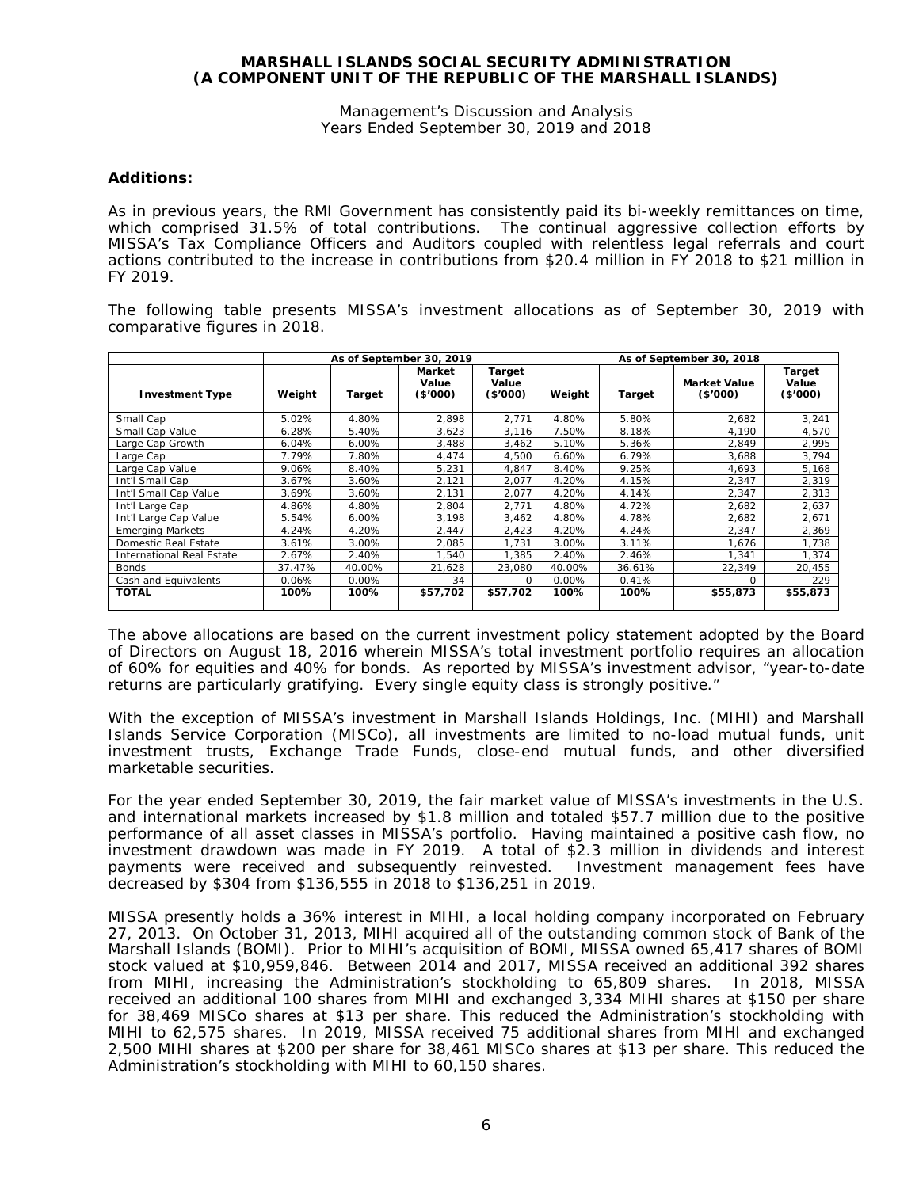**MARSHALL ISLANDS SOCIAL SECURITY ADMINISTRATION**
**(A COMPONENT UNIT OF THE REPUBLIC OF THE MARSHALL ISLANDS)**

Management's Discussion and Analysis
Years Ended September 30, 2019 and 2018

**Additions:**

As in previous years, the RMI Government has consistently paid its bi-weekly remittances on time, which comprised 31.5% of total contributions. The continual aggressive collection efforts by MISSA's Tax Compliance Officers and Auditors coupled with relentless legal referrals and court actions contributed to the increase in contributions from $20.4 million in FY 2018 to $21 million in FY 2019.

The following table presents MISSA's investment allocations as of September 30, 2019 with comparative figures in 2018.

| | As of September 30, 2019 | | | | As of September 30, 2018 | | | |
|---|---|---|---|---|---|---|---|---|
| Investment Type | Weight | Target | Market Value ($'000) | Target Value ($'000) | Weight | Target | Market Value ($'000) | Target Value ($'000) |
| Small Cap | 5.02% | 4.80% | 2,898 | 2,771 | 4.80% | 5.80% | 2,682 | 3,241 |
| Small Cap Value | 6.28% | 5.40% | 3,623 | 3,116 | 7.50% | 8.18% | 4,190 | 4,570 |
| Large Cap Growth | 6.04% | 6.00% | 3,488 | 3,462 | 5.10% | 5.36% | 2,849 | 2,995 |
| Large Cap | 7.79% | 7.80% | 4,474 | 4,500 | 6.60% | 6.79% | 3,688 | 3,794 |
| Large Cap Value | 9.06% | 8.40% | 5,231 | 4,847 | 8.40% | 9.25% | 4,693 | 5,168 |
| Int'l Small Cap | 3.67% | 3.60% | 2,121 | 2,077 | 4.20% | 4.15% | 2,347 | 2,319 |
| Int'l Small Cap Value | 3.69% | 3.60% | 2,131 | 2,077 | 4.20% | 4.14% | 2,347 | 2,313 |
| Int'l Large Cap | 4.86% | 4.80% | 2,804 | 2,771 | 4.80% | 4.72% | 2,682 | 2,637 |
| Int'l Large Cap Value | 5.54% | 6.00% | 3,198 | 3,462 | 4.80% | 4.78% | 2,682 | 2,671 |
| Emerging Markets | 4.24% | 4.20% | 2,447 | 2,423 | 4.20% | 4.24% | 2,347 | 2,369 |
| Domestic Real Estate | 3.61% | 3.00% | 2,085 | 1,731 | 3.00% | 3.11% | 1,676 | 1,738 |
| International Real Estate | 2.67% | 2.40% | 1,540 | 1,385 | 2.40% | 2.46% | 1,341 | 1,374 |
| Bonds | 37.47% | 40.00% | 21,628 | 23,080 | 40.00% | 36.61% | 22,349 | 20,455 |
| Cash and Equivalents | 0.06% | 0.00% | 34 | 0 | 0.00% | 0.41% | 0 | 229 |
| **TOTAL** | **100%** | **100%** | **$57,702** | **$57,702** | **100%** | **100%** | **$55,873** | **$55,873** |

The above allocations are based on the current investment policy statement adopted by the Board of Directors on August 18, 2016 wherein MISSA's total investment portfolio requires an allocation of 60% for equities and 40% for bonds. As reported by MISSA's investment advisor, "year-to-date returns are particularly gratifying. Every single equity class is strongly positive."

With the exception of MISSA's investment in Marshall Islands Holdings, Inc. (MIHI) and Marshall Islands Service Corporation (MISCo), all investments are limited to no-load mutual funds, unit investment trusts, Exchange Trade Funds, close-end mutual funds, and other diversified marketable securities.

For the year ended September 30, 2019, the fair market value of MISSA's investments in the U.S. and international markets increased by $1.8 million and totaled $57.7 million due to the positive performance of all asset classes in MISSA's portfolio. Having maintained a positive cash flow, no investment drawdown was made in FY 2019. A total of $2.3 million in dividends and interest payments were received and subsequently reinvested. Investment management fees have decreased by $304 from $136,555 in 2018 to $136,251 in 2019.

MISSA presently holds a 36% interest in MIHI, a local holding company incorporated on February 27, 2013. On October 31, 2013, MIHI acquired all of the outstanding common stock of Bank of the Marshall Islands (BOMI). Prior to MIHI's acquisition of BOMI, MISSA owned 65,417 shares of BOMI stock valued at $10,959,846. Between 2014 and 2017, MISSA received an additional 392 shares from MIHI, increasing the Administration's stockholding to 65,809 shares. In 2018, MISSA received an additional 100 shares from MIHI and exchanged 3,334 MIHI shares at $150 per share for 38,469 MISCo shares at $13 per share. This reduced the Administration's stockholding with MIHI to 62,575 shares. In 2019, MISSA received 75 additional shares from MIHI and exchanged 2,500 MIHI shares at $200 per share for 38,461 MISCo shares at $13 per share. This reduced the Administration's stockholding with MIHI to 60,150 shares.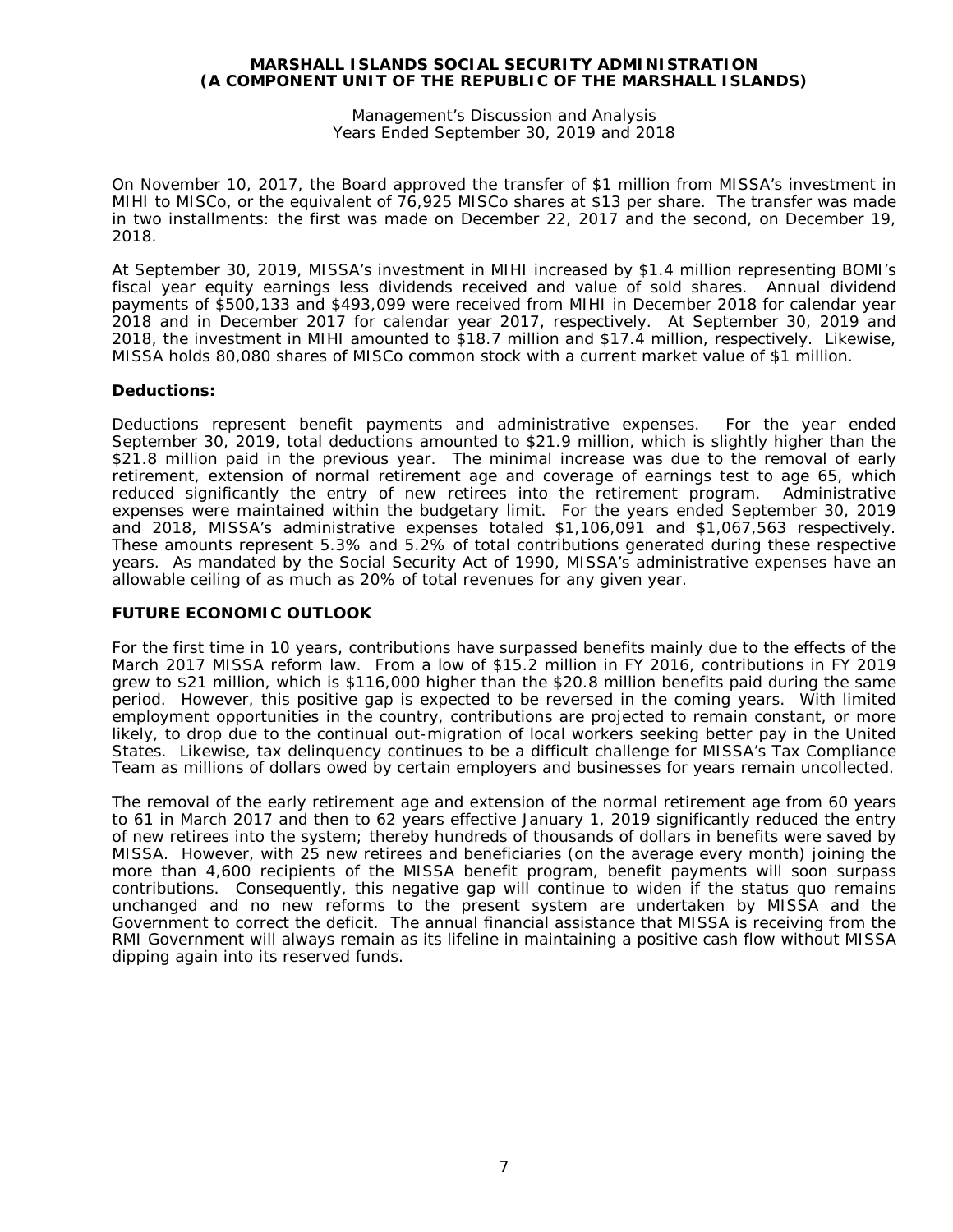On November 10, 2017, the Board approved the transfer of $1 million from MISSA's investment in MIHI to MISCo, or the equivalent of 76,925 MISCo shares at $13 per share. The transfer was made in two installments: the first was made on December 22, 2017 and the second, on December 19, 2018.

At September 30, 2019, MISSA's investment in MIHI increased by $1.4 million representing BOMI's fiscal year equity earnings less dividends received and value of sold shares. Annual dividend payments of $500,133 and $493,099 were received from MIHI in December 2018 for calendar year 2018 and in December 2017 for calendar year 2017, respectively. At September 30, 2019 and 2018, the investment in MIHI amounted to $18.7 million and $17.4 million, respectively. Likewise, MISSA holds 80,080 shares of MISCo common stock with a current market value of $1 million.

**Deductions:**

Deductions represent benefit payments and administrative expenses. For the year ended September 30, 2019, total deductions amounted to $21.9 million, which is slightly higher than the $21.8 million paid in the previous year. The minimal increase was due to the removal of early retirement, extension of normal retirement age and coverage of earnings test to age 65, which reduced significantly the entry of new retirees into the retirement program. Administrative expenses were maintained within the budgetary limit. For the years ended September 30, 2019 and 2018, MISSA's administrative expenses totaled $1,106,091 and $1,067,563 respectively. These amounts represent 5.3% and 5.2% of total contributions generated during these respective years. As mandated by the Social Security Act of 1990, MISSA's administrative expenses have an allowable ceiling of as much as 20% of total revenues for any given year.

## FUTURE ECONOMIC OUTLOOK

For the first time in 10 years, contributions have surpassed benefits mainly due to the effects of the March 2017 MISSA reform law. From a low of $15.2 million in FY 2016, contributions in FY 2019 grew to $21 million, which is $116,000 higher than the $20.8 million benefits paid during the same period. However, this positive gap is expected to be reversed in the coming years. With limited employment opportunities in the country, contributions are projected to remain constant, or more likely, to drop due to the continual out-migration of local workers seeking better pay in the United States. Likewise, tax delinquency continues to be a difficult challenge for MISSA's Tax Compliance Team as millions of dollars owed by certain employers and businesses for years remain uncollected.

The removal of the early retirement age and extension of the normal retirement age from 60 years to 61 in March 2017 and then to 62 years effective January 1, 2019 significantly reduced the entry of new retirees into the system; thereby hundreds of thousands of dollars in benefits were saved by MISSA. However, with 25 new retirees and beneficiaries (on the average every month) joining the more than 4,600 recipients of the MISSA benefit program, benefit payments will soon surpass contributions. Consequently, this negative gap will continue to widen if the status quo remains unchanged and no new reforms to the present system are undertaken by MISSA and the Government to correct the deficit. The annual financial assistance that MISSA is receiving from the RMI Government will always remain as its lifeline in maintaining a positive cash flow without MISSA dipping again into its reserved funds.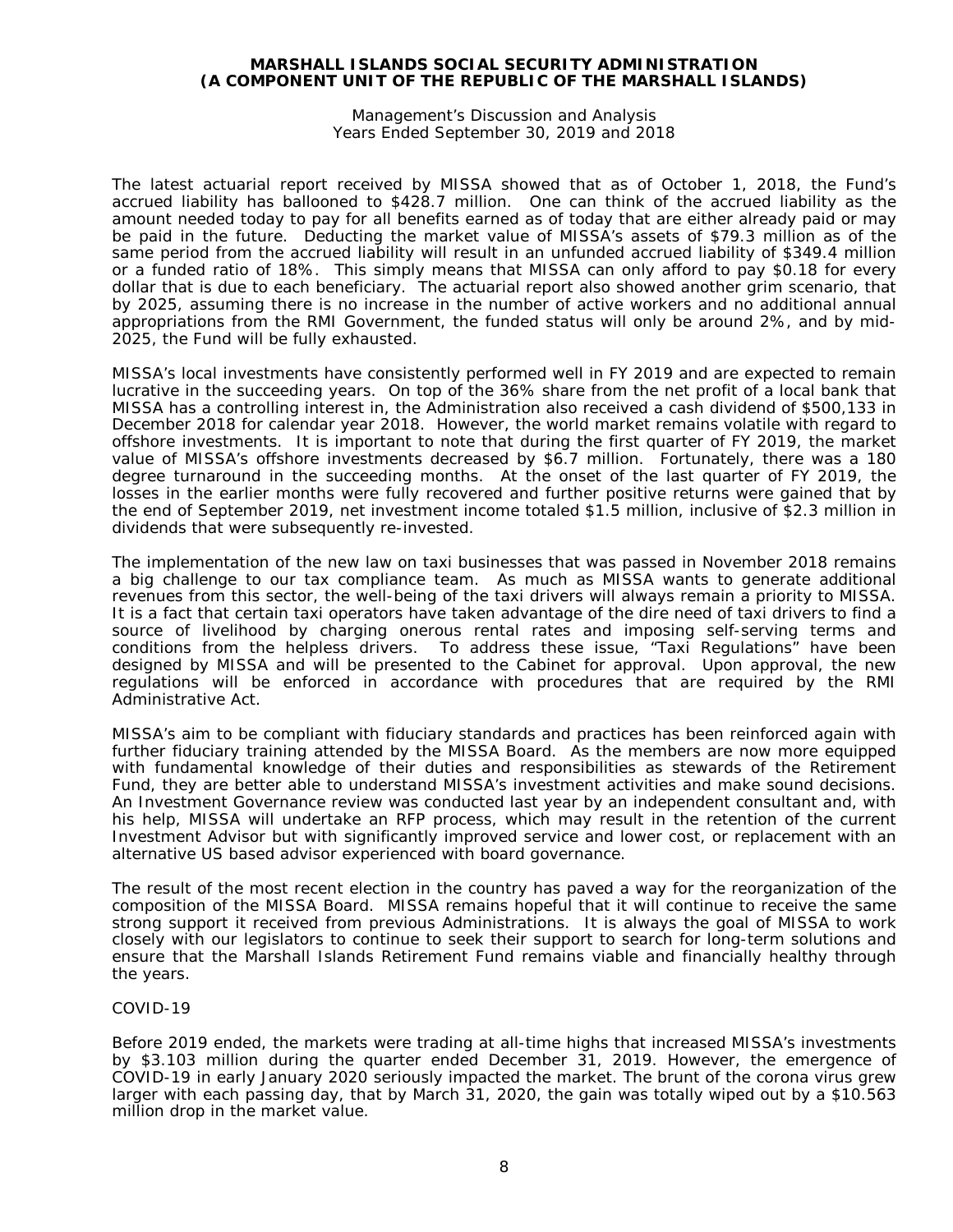The latest actuarial report received by MISSA showed that as of October 1, 2018, the Fund's accrued liability has ballooned to $428.7 million. One can think of the accrued liability as the amount needed today to pay for all benefits earned as of today that are either already paid or may be paid in the future. Deducting the market value of MISSA's assets of $79.3 million as of the same period from the accrued liability will result in an unfunded accrued liability of $349.4 million or a funded ratio of 18%. This simply means that MISSA can only afford to pay $0.18 for every dollar that is due to each beneficiary. The actuarial report also showed another grim scenario, that by 2025, assuming there is no increase in the number of active workers and no additional annual appropriations from the RMI Government, the funded status will only be around 2%, and by mid-2025, the Fund will be fully exhausted.

MISSA's local investments have consistently performed well in FY 2019 and are expected to remain lucrative in the succeeding years. On top of the 36% share from the net profit of a local bank that MISSA has a controlling interest in, the Administration also received a cash dividend of $500,133 in December 2018 for calendar year 2018. However, the world market remains volatile with regard to offshore investments. It is important to note that during the first quarter of FY 2019, the market value of MISSA's offshore investments decreased by $6.7 million. Fortunately, there was a 180 degree turnaround in the succeeding months. At the onset of the last quarter of FY 2019, the losses in the earlier months were fully recovered and further positive returns were gained that by the end of September 2019, net investment income totaled $1.5 million, inclusive of $2.3 million in dividends that were subsequently re-invested.

The implementation of the new law on taxi businesses that was passed in November 2018 remains a big challenge to our tax compliance team. As much as MISSA wants to generate additional revenues from this sector, the well-being of the taxi drivers will always remain a priority to MISSA. It is a fact that certain taxi operators have taken advantage of the dire need of taxi drivers to find a source of livelihood by charging onerous rental rates and imposing self-serving terms and conditions from the helpless drivers. To address these issue, "Taxi Regulations" have been designed by MISSA and will be presented to the Cabinet for approval. Upon approval, the new regulations will be enforced in accordance with procedures that are required by the RMI Administrative Act.

MISSA's aim to be compliant with fiduciary standards and practices has been reinforced again with further fiduciary training attended by the MISSA Board. As the members are now more equipped with fundamental knowledge of their duties and responsibilities as stewards of the Retirement Fund, they are better able to understand MISSA's investment activities and make sound decisions. An Investment Governance review was conducted last year by an independent consultant and, with his help, MISSA will undertake an RFP process, which may result in the retention of the current Investment Advisor but with significantly improved service and lower cost, or replacement with an alternative US based advisor experienced with board governance.

The result of the most recent election in the country has paved a way for the reorganization of the composition of the MISSA Board. MISSA remains hopeful that it will continue to receive the same strong support it received from previous Administrations. It is always the goal of MISSA to work closely with our legislators to continue to seek their support to search for long-term solutions and ensure that the Marshall Islands Retirement Fund remains viable and financially healthy through the years.

COVID-19

Before 2019 ended, the markets were trading at all-time highs that increased MISSA's investments by $3.103 million during the quarter ended December 31, 2019. However, the emergence of COVID-19 in early January 2020 seriously impacted the market. The brunt of the corona virus grew larger with each passing day, that by March 31, 2020, the gain was totally wiped out by a $10.563 million drop in the market value.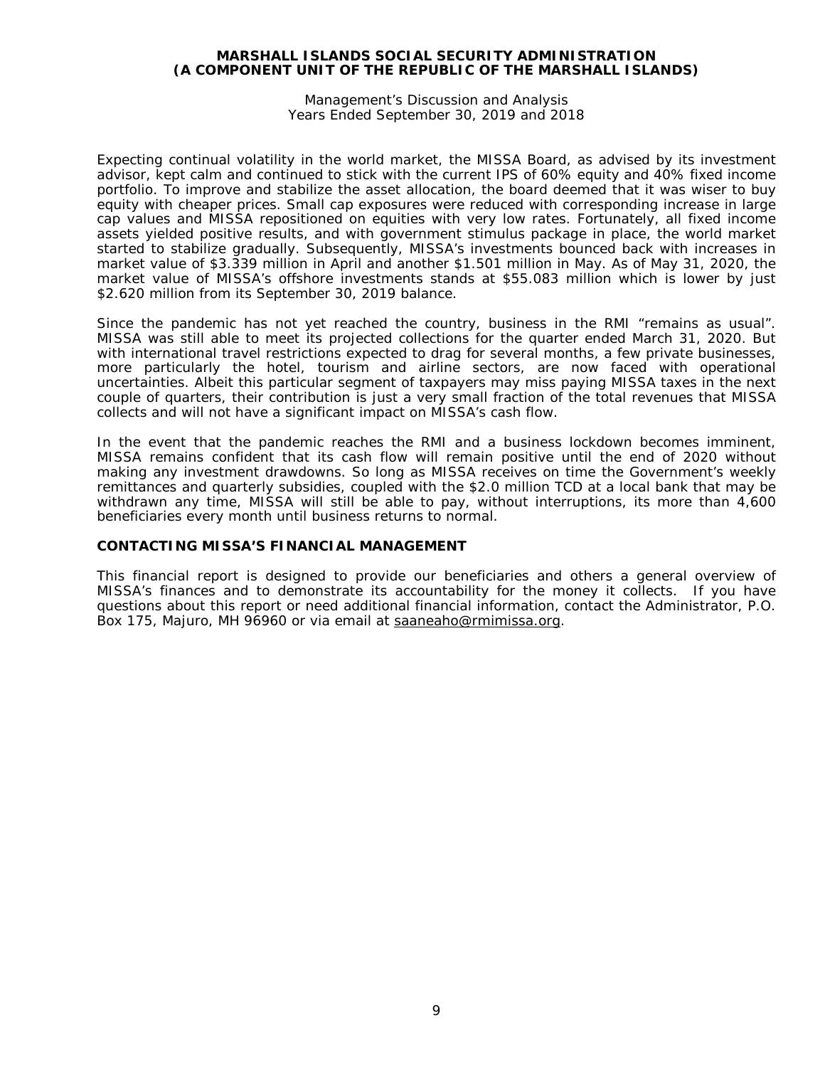Expecting continual volatility in the world market, the MISSA Board, as advised by its investment advisor, kept calm and continued to stick with the current IPS of 60% equity and 40% fixed income portfolio. To improve and stabilize the asset allocation, the board deemed that it was wiser to buy equity with cheaper prices. Small cap exposures were reduced with corresponding increase in large cap values and MISSA repositioned on equities with very low rates. Fortunately, all fixed income assets yielded positive results, and with government stimulus package in place, the world market started to stabilize gradually. Subsequently, MISSA's investments bounced back with increases in market value of $3.339 million in April and another $1.501 million in May. As of May 31, 2020, the market value of MISSA's offshore investments stands at $55.083 million which is lower by just $2.620 million from its September 30, 2019 balance.

Since the pandemic has not yet reached the country, business in the RMI "remains as usual". MISSA was still able to meet its projected collections for the quarter ended March 31, 2020. But with international travel restrictions expected to drag for several months, a few private businesses, more particularly the hotel, tourism and airline sectors, are now faced with operational uncertainties. Albeit this particular segment of taxpayers may miss paying MISSA taxes in the next couple of quarters, their contribution is just a very small fraction of the total revenues that MISSA collects and will not have a significant impact on MISSA's cash flow.

In the event that the pandemic reaches the RMI and a business lockdown becomes imminent, MISSA remains confident that its cash flow will remain positive until the end of 2020 without making any investment drawdowns. So long as MISSA receives on time the Government's weekly remittances and quarterly subsidies, coupled with the $2.0 million TCD at a local bank that may be withdrawn any time, MISSA will still be able to pay, without interruptions, its more than 4,600 beneficiaries every month until business returns to normal.

## CONTACTING MISSA'S FINANCIAL MANAGEMENT

This financial report is designed to provide our beneficiaries and others a general overview of MISSA's finances and to demonstrate its accountability for the money it collects. If you have questions about this report or need additional financial information, contact the Administrator, P.O. Box 175, Majuro, MH 96960 or via email at saaneaho@rmimissa.org.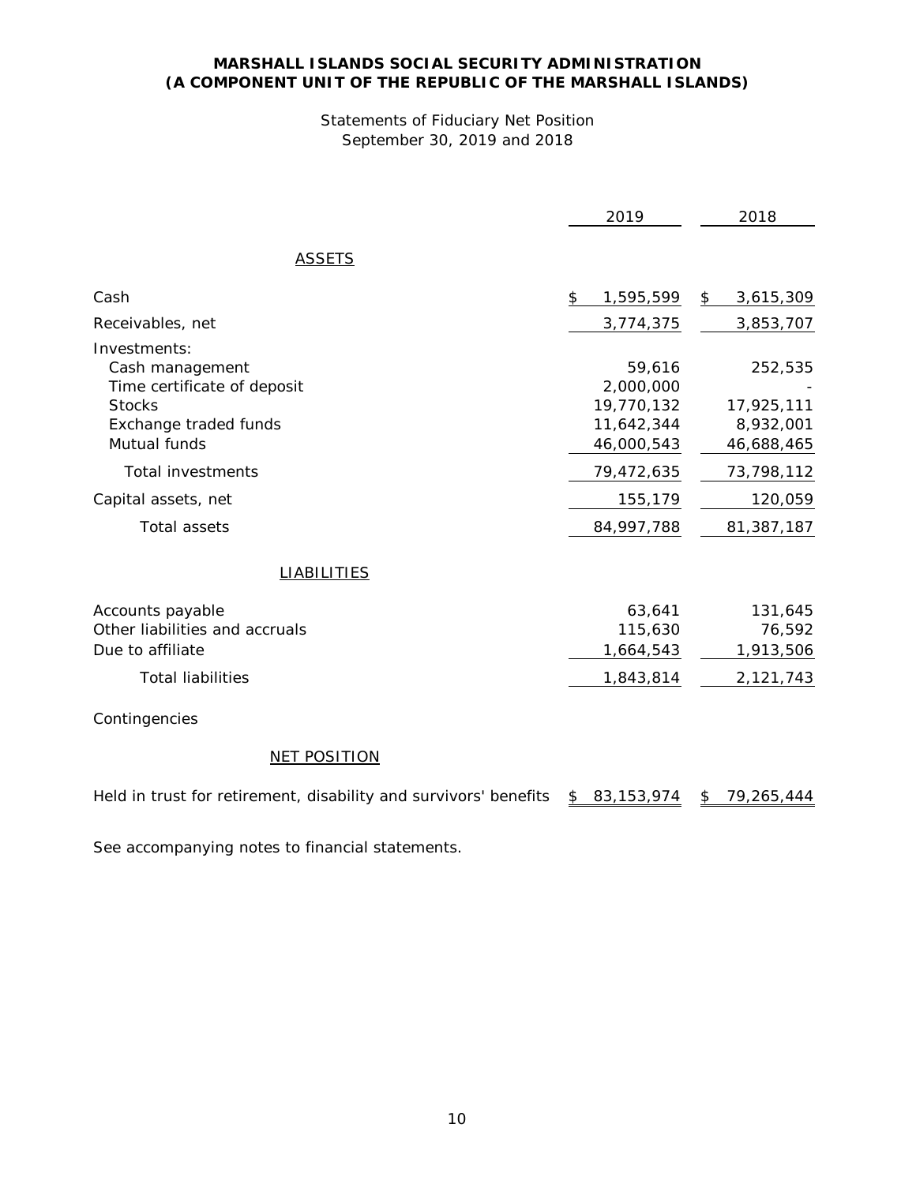# MARSHALL ISLANDS SOCIAL SECURITY ADMINISTRATION
# (A COMPONENT UNIT OF THE REPUBLIC OF THE MARSHALL ISLANDS)

Statements of Fiduciary Net Position
September 30, 2019 and 2018

| | 2019 | 2018 |
|---|---|---|
| **ASSETS** | | |
| Cash | $ 1,595,599 | $ 3,615,309 |
| Receivables, net | 3,774,375 | 3,853,707 |
| Investments: | | |
| Cash management | 59,616 | 252,535 |
| Time certificate of deposit | 2,000,000 | - |
| Stocks | 19,770,132 | 17,925,111 |
| Exchange traded funds | 11,642,344 | 8,932,001 |
| Mutual funds | 46,000,543 | 46,688,465 |
| Total investments | 79,472,635 | 73,798,112 |
| Capital assets, net | 155,179 | 120,059 |
| Total assets | 84,997,788 | 81,387,187 |
| **LIABILITIES** | | |
| Accounts payable | 63,641 | 131,645 |
| Other liabilities and accruals | 115,630 | 76,592 |
| Due to affiliate | 1,664,543 | 1,913,506 |
| Total liabilities | 1,843,814 | 2,121,743 |
| Contingencies | | |
| **NET POSITION** | | |
| Held in trust for retirement, disability and survivors' benefits | $ 83,153,974 | $ 79,265,444 |

See accompanying notes to financial statements.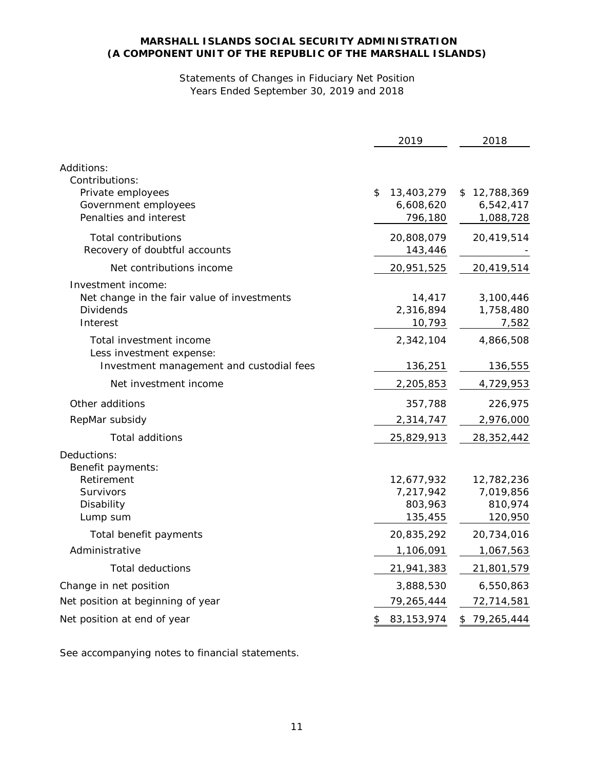**MARSHALL ISLANDS SOCIAL SECURITY ADMINISTRATION**
**(A COMPONENT UNIT OF THE REPUBLIC OF THE MARSHALL ISLANDS)**

Statements of Changes in Fiduciary Net Position
Years Ended September 30, 2019 and 2018

| | 2019 | 2018 |
|---|---|---|
| Additions: | | |
| Contributions: | | |
| Private employees | $ 13,403,279 | $ 12,788,369 |
| Government employees | 6,608,620 | 6,542,417 |
| Penalties and interest | 796,180 | 1,088,728 |
| Total contributions | 20,808,079 | 20,419,514 |
| Recovery of doubtful accounts | 143,446 | - |
| Net contributions income | 20,951,525 | 20,419,514 |
| Investment income: | | |
| Net change in the fair value of investments | 14,417 | 3,100,446 |
| Dividends | 2,316,894 | 1,758,480 |
| Interest | 10,793 | 7,582 |
| Total investment income | 2,342,104 | 4,866,508 |
| Less investment expense: | | |
| Investment management and custodial fees | 136,251 | 136,555 |
| Net investment income | 2,205,853 | 4,729,953 |
| Other additions | 357,788 | 226,975 |
| RepMar subsidy | 2,314,747 | 2,976,000 |
| Total additions | 25,829,913 | 28,352,442 |
| Deductions: | | |
| Benefit payments: | | |
| Retirement | 12,677,932 | 12,782,236 |
| Survivors | 7,217,942 | 7,019,856 |
| Disability | 803,963 | 810,974 |
| Lump sum | 135,455 | 120,950 |
| Total benefit payments | 20,835,292 | 20,734,016 |
| Administrative | 1,106,091 | 1,067,563 |
| Total deductions | 21,941,383 | 21,801,579 |
| Change in net position | 3,888,530 | 6,550,863 |
| Net position at beginning of year | 79,265,444 | 72,714,581 |
| Net position at end of year | $ 83,153,974 | $ 79,265,444 |

See accompanying notes to financial statements.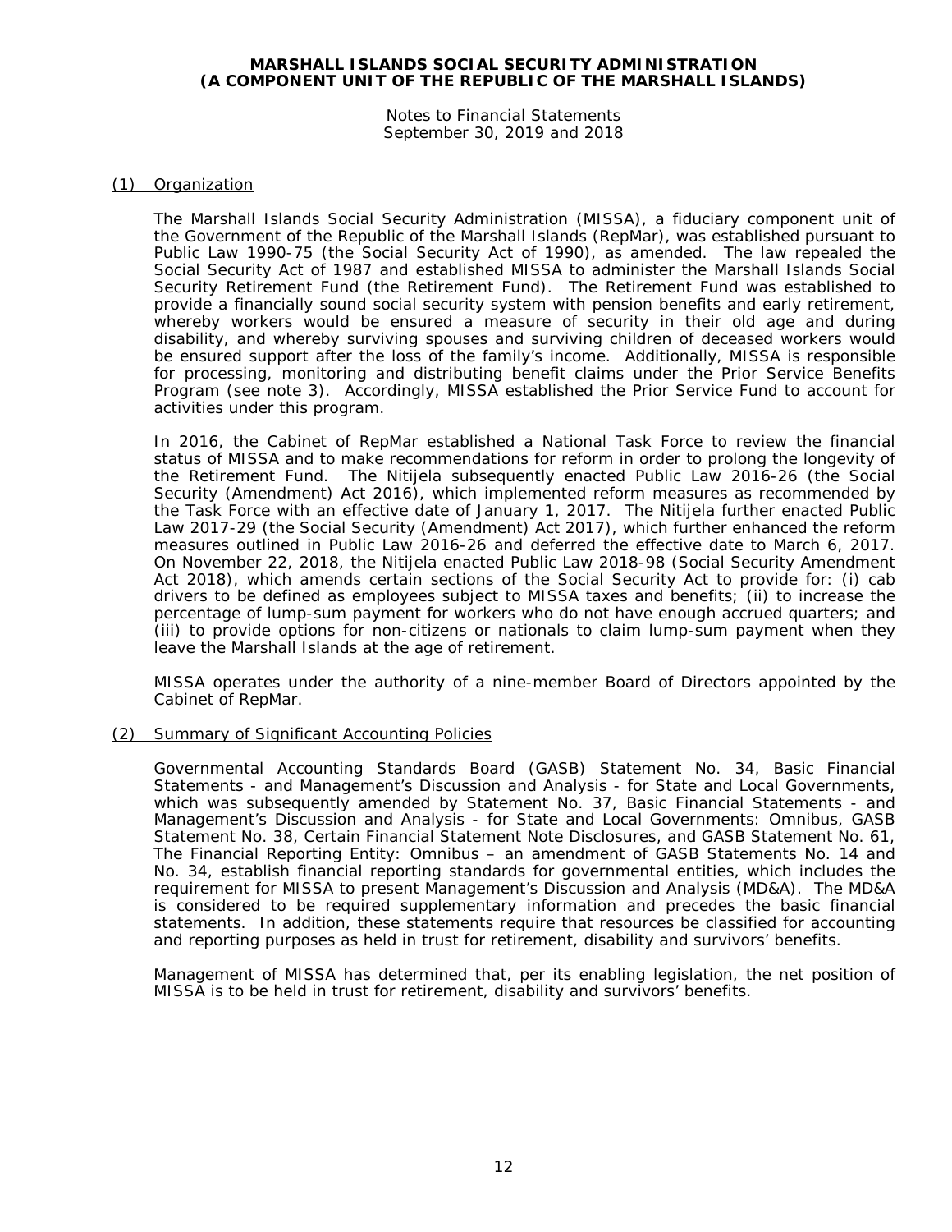# MARSHALL ISLANDS SOCIAL SECURITY ADMINISTRATION
# (A COMPONENT UNIT OF THE REPUBLIC OF THE MARSHALL ISLANDS)

Notes to Financial Statements
September 30, 2019 and 2018

## (1) Organization

The Marshall Islands Social Security Administration (MISSA), a fiduciary component unit of the Government of the Republic of the Marshall Islands (RepMar), was established pursuant to Public Law 1990-75 (the Social Security Act of 1990), as amended. The law repealed the Social Security Act of 1987 and established MISSA to administer the Marshall Islands Social Security Retirement Fund (the Retirement Fund). The Retirement Fund was established to provide a financially sound social security system with pension benefits and early retirement, whereby workers would be ensured a measure of security in their old age and during disability, and whereby surviving spouses and surviving children of deceased workers would be ensured support after the loss of the family's income. Additionally, MISSA is responsible for processing, monitoring and distributing benefit claims under the Prior Service Benefits Program (see note 3). Accordingly, MISSA established the Prior Service Fund to account for activities under this program.

In 2016, the Cabinet of RepMar established a National Task Force to review the financial status of MISSA and to make recommendations for reform in order to prolong the longevity of the Retirement Fund. The Nitijela subsequently enacted Public Law 2016-26 (the Social Security (Amendment) Act 2016), which implemented reform measures as recommended by the Task Force with an effective date of January 1, 2017. The Nitijela further enacted Public Law 2017-29 (the Social Security (Amendment) Act 2017), which further enhanced the reform measures outlined in Public Law 2016-26 and deferred the effective date to March 6, 2017. On November 22, 2018, the Nitijela enacted Public Law 2018-98 (Social Security Amendment Act 2018), which amends certain sections of the Social Security Act to provide for: (i) cab drivers to be defined as employees subject to MISSA taxes and benefits; (ii) to increase the percentage of lump-sum payment for workers who do not have enough accrued quarters; and (iii) to provide options for non-citizens or nationals to claim lump-sum payment when they leave the Marshall Islands at the age of retirement.

MISSA operates under the authority of a nine-member Board of Directors appointed by the Cabinet of RepMar.

## (2) Summary of Significant Accounting Policies

Governmental Accounting Standards Board (GASB) Statement No. 34, Basic Financial Statements - and Management's Discussion and Analysis - for State and Local Governments, which was subsequently amended by Statement No. 37, Basic Financial Statements - and Management's Discussion and Analysis - for State and Local Governments: Omnibus, GASB Statement No. 38, Certain Financial Statement Note Disclosures, and GASB Statement No. 61, The Financial Reporting Entity: Omnibus – an amendment of GASB Statements No. 14 and No. 34, establish financial reporting standards for governmental entities, which includes the requirement for MISSA to present Management's Discussion and Analysis (MD&A). The MD&A is considered to be required supplementary information and precedes the basic financial statements. In addition, these statements require that resources be classified for accounting and reporting purposes as held in trust for retirement, disability and survivors' benefits.

Management of MISSA has determined that, per its enabling legislation, the net position of MISSA is to be held in trust for retirement, disability and survivors' benefits.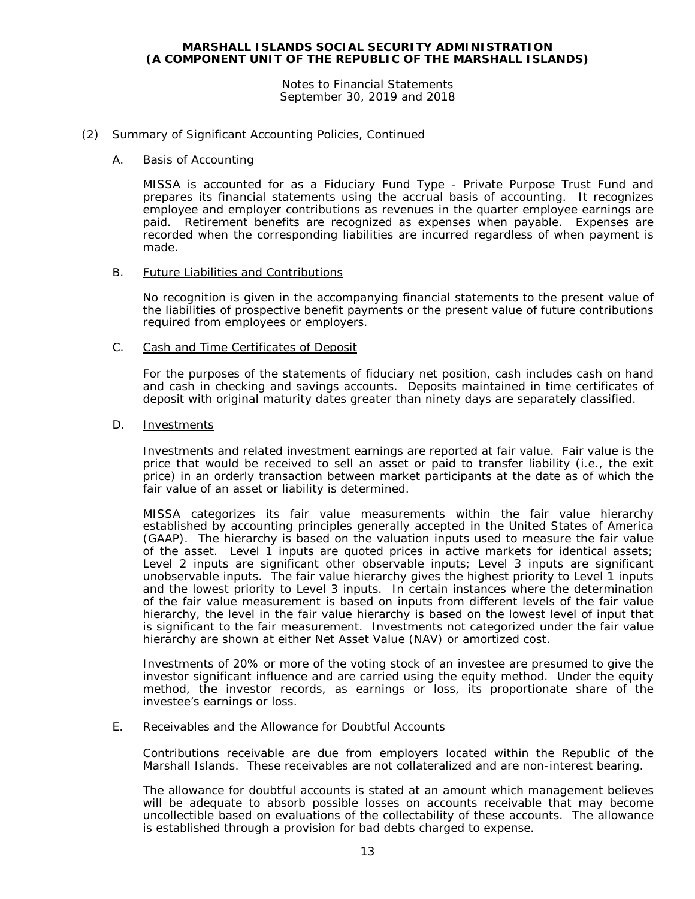## (2) Summary of Significant Accounting Policies, Continued

### A. Basis of Accounting

MISSA is accounted for as a Fiduciary Fund Type - Private Purpose Trust Fund and prepares its financial statements using the accrual basis of accounting. It recognizes employee and employer contributions as revenues in the quarter employee earnings are paid. Retirement benefits are recognized as expenses when payable. Expenses are recorded when the corresponding liabilities are incurred regardless of when payment is made.

### B. Future Liabilities and Contributions

No recognition is given in the accompanying financial statements to the present value of the liabilities of prospective benefit payments or the present value of future contributions required from employees or employers.

### C. Cash and Time Certificates of Deposit

For the purposes of the statements of fiduciary net position, cash includes cash on hand and cash in checking and savings accounts. Deposits maintained in time certificates of deposit with original maturity dates greater than ninety days are separately classified.

### D. Investments

Investments and related investment earnings are reported at fair value. Fair value is the price that would be received to sell an asset or paid to transfer liability (i.e., the exit price) in an orderly transaction between market participants at the date as of which the fair value of an asset or liability is determined.

MISSA categorizes its fair value measurements within the fair value hierarchy established by accounting principles generally accepted in the United States of America (GAAP). The hierarchy is based on the valuation inputs used to measure the fair value of the asset. Level 1 inputs are quoted prices in active markets for identical assets; Level 2 inputs are significant other observable inputs; Level 3 inputs are significant unobservable inputs. The fair value hierarchy gives the highest priority to Level 1 inputs and the lowest priority to Level 3 inputs. In certain instances where the determination of the fair value measurement is based on inputs from different levels of the fair value hierarchy, the level in the fair value hierarchy is based on the lowest level of input that is significant to the fair measurement. Investments not categorized under the fair value hierarchy are shown at either Net Asset Value (NAV) or amortized cost.

Investments of 20% or more of the voting stock of an investee are presumed to give the investor significant influence and are carried using the equity method. Under the equity method, the investor records, as earnings or loss, its proportionate share of the investee's earnings or loss.

### E. Receivables and the Allowance for Doubtful Accounts

Contributions receivable are due from employers located within the Republic of the Marshall Islands. These receivables are not collateralized and are non-interest bearing.

The allowance for doubtful accounts is stated at an amount which management believes will be adequate to absorb possible losses on accounts receivable that may become uncollectible based on evaluations of the collectability of these accounts. The allowance is established through a provision for bad debts charged to expense.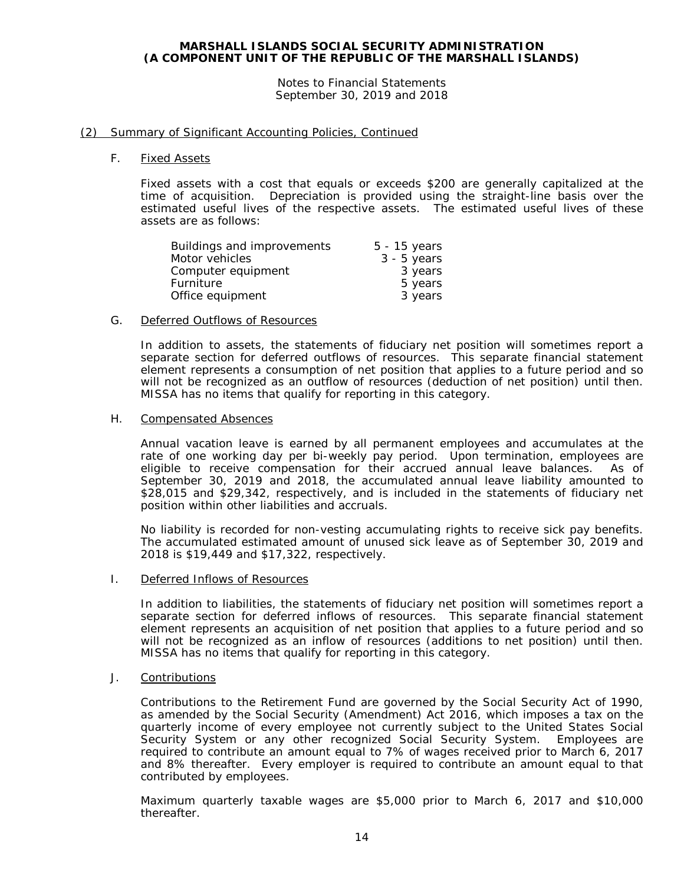## (2) Summary of Significant Accounting Policies, Continued

### F. Fixed Assets

Fixed assets with a cost that equals or exceeds $200 are generally capitalized at the time of acquisition. Depreciation is provided using the straight-line basis over the estimated useful lives of the respective assets. The estimated useful lives of these assets are as follows:

| | |
|---|---|
| Buildings and improvements | 5 - 15 years |
| Motor vehicles | 3 - 5 years |
| Computer equipment | 3 years |
| Furniture | 5 years |
| Office equipment | 3 years |

### G. Deferred Outflows of Resources

In addition to assets, the statements of fiduciary net position will sometimes report a separate section for deferred outflows of resources. This separate financial statement element represents a consumption of net position that applies to a future period and so will not be recognized as an outflow of resources (deduction of net position) until then. MISSA has no items that qualify for reporting in this category.

### H. Compensated Absences

Annual vacation leave is earned by all permanent employees and accumulates at the rate of one working day per bi-weekly pay period. Upon termination, employees are eligible to receive compensation for their accrued annual leave balances. As of September 30, 2019 and 2018, the accumulated annual leave liability amounted to $28,015 and $29,342, respectively, and is included in the statements of fiduciary net position within other liabilities and accruals.

No liability is recorded for non-vesting accumulating rights to receive sick pay benefits. The accumulated estimated amount of unused sick leave as of September 30, 2019 and 2018 is $19,449 and $17,322, respectively.

### I. Deferred Inflows of Resources

In addition to liabilities, the statements of fiduciary net position will sometimes report a separate section for deferred inflows of resources. This separate financial statement element represents an acquisition of net position that applies to a future period and so will not be recognized as an inflow of resources (additions to net position) until then. MISSA has no items that qualify for reporting in this category.

### J. Contributions

Contributions to the Retirement Fund are governed by the Social Security Act of 1990, as amended by the Social Security (Amendment) Act 2016, which imposes a tax on the quarterly income of every employee not currently subject to the United States Social Security System or any other recognized Social Security System. Employees are required to contribute an amount equal to 7% of wages received prior to March 6, 2017 and 8% thereafter. Every employer is required to contribute an amount equal to that contributed by employees.

Maximum quarterly taxable wages are $5,000 prior to March 6, 2017 and $10,000 thereafter.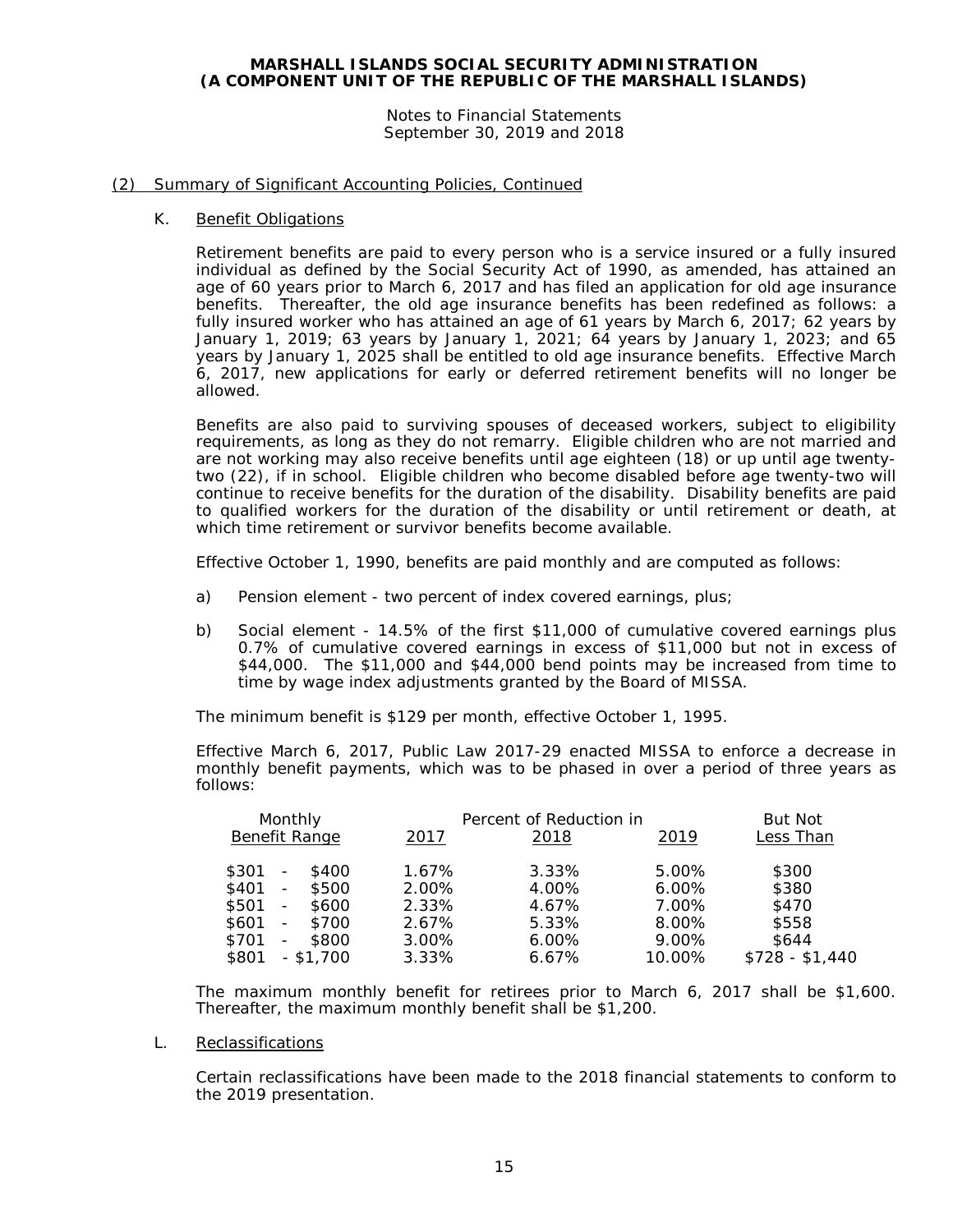## (2) Summary of Significant Accounting Policies, Continued

### K. Benefit Obligations

Retirement benefits are paid to every person who is a service insured or a fully insured individual as defined by the Social Security Act of 1990, as amended, has attained an age of 60 years prior to March 6, 2017 and has filed an application for old age insurance benefits. Thereafter, the old age insurance benefits has been redefined as follows: a fully insured worker who has attained an age of 61 years by March 6, 2017; 62 years by January 1, 2019; 63 years by January 1, 2021; 64 years by January 1, 2023; and 65 years by January 1, 2025 shall be entitled to old age insurance benefits. Effective March 6, 2017, new applications for early or deferred retirement benefits will no longer be allowed.

Benefits are also paid to surviving spouses of deceased workers, subject to eligibility requirements, as long as they do not remarry. Eligible children who are not married and are not working may also receive benefits until age eighteen (18) or up until age twenty-two (22), if in school. Eligible children who become disabled before age twenty-two will continue to receive benefits for the duration of the disability. Disability benefits are paid to qualified workers for the duration of the disability or until retirement or death, at which time retirement or survivor benefits become available.

Effective October 1, 1990, benefits are paid monthly and are computed as follows:

a) Pension element - two percent of index covered earnings, plus;

b) Social element - 14.5% of the first $11,000 of cumulative covered earnings plus 0.7% of cumulative covered earnings in excess of $11,000 but not in excess of $44,000. The $11,000 and $44,000 bend points may be increased from time to time by wage index adjustments granted by the Board of MISSA.

The minimum benefit is $129 per month, effective October 1, 1995.

Effective March 6, 2017, Public Law 2017-29 enacted MISSA to enforce a decrease in monthly benefit payments, which was to be phased in over a period of three years as follows:

| Monthly Benefit Range | Percent of Reduction in 2017 | 2018 | 2019 | But Not Less Than |
|---|---|---|---|---|
| $301 - $400 | 1.67% | 3.33% | 5.00% | $300 |
| $401 - $500 | 2.00% | 4.00% | 6.00% | $380 |
| $501 - $600 | 2.33% | 4.67% | 7.00% | $470 |
| $601 - $700 | 2.67% | 5.33% | 8.00% | $558 |
| $701 - $800 | 3.00% | 6.00% | 9.00% | $644 |
| $801 - $1,700 | 3.33% | 6.67% | 10.00% | $728 - $1,440 |

The maximum monthly benefit for retirees prior to March 6, 2017 shall be $1,600. Thereafter, the maximum monthly benefit shall be $1,200.

### L. Reclassifications

Certain reclassifications have been made to the 2018 financial statements to conform to the 2019 presentation.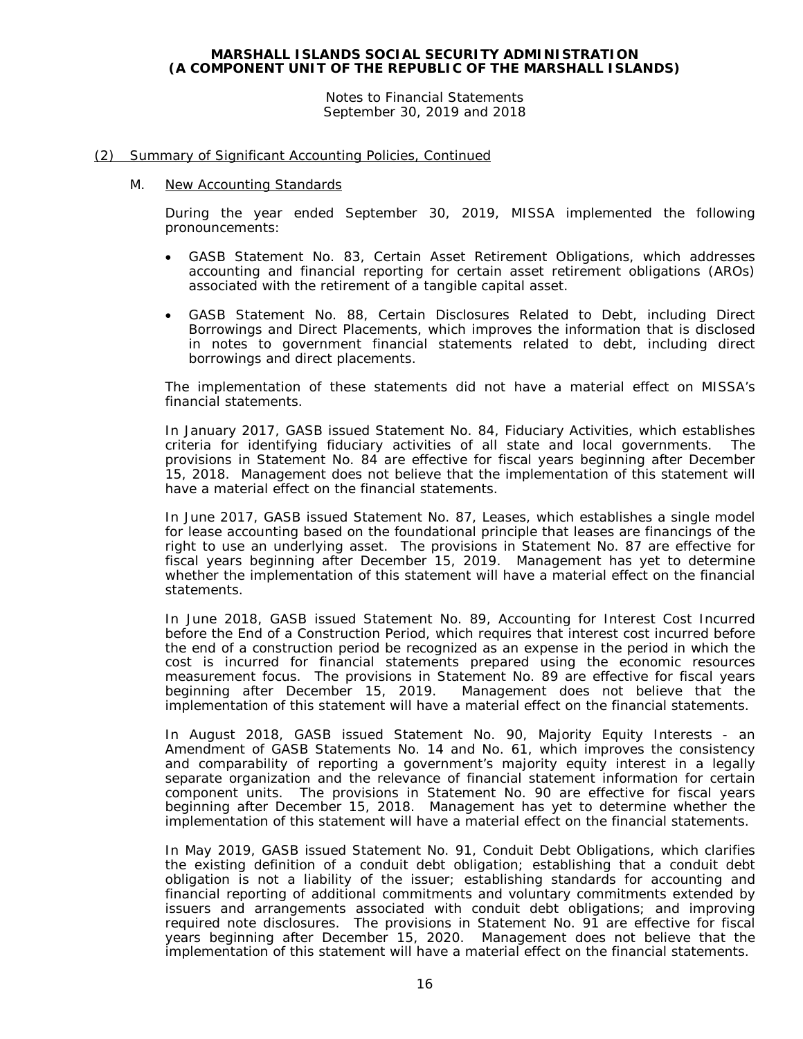## (2) Summary of Significant Accounting Policies, Continued

### M. New Accounting Standards

During the year ended September 30, 2019, MISSA implemented the following pronouncements:

- GASB Statement No. 83, Certain Asset Retirement Obligations, which addresses accounting and financial reporting for certain asset retirement obligations (AROs) associated with the retirement of a tangible capital asset.
- GASB Statement No. 88, Certain Disclosures Related to Debt, including Direct Borrowings and Direct Placements, which improves the information that is disclosed in notes to government financial statements related to debt, including direct borrowings and direct placements.

The implementation of these statements did not have a material effect on MISSA's financial statements.

In January 2017, GASB issued Statement No. 84, Fiduciary Activities, which establishes criteria for identifying fiduciary activities of all state and local governments. The provisions in Statement No. 84 are effective for fiscal years beginning after December 15, 2018. Management does not believe that the implementation of this statement will have a material effect on the financial statements.

In June 2017, GASB issued Statement No. 87, Leases, which establishes a single model for lease accounting based on the foundational principle that leases are financings of the right to use an underlying asset. The provisions in Statement No. 87 are effective for fiscal years beginning after December 15, 2019. Management has yet to determine whether the implementation of this statement will have a material effect on the financial statements.

In June 2018, GASB issued Statement No. 89, Accounting for Interest Cost Incurred before the End of a Construction Period, which requires that interest cost incurred before the end of a construction period be recognized as an expense in the period in which the cost is incurred for financial statements prepared using the economic resources measurement focus. The provisions in Statement No. 89 are effective for fiscal years beginning after December 15, 2019. Management does not believe that the implementation of this statement will have a material effect on the financial statements.

In August 2018, GASB issued Statement No. 90, Majority Equity Interests - an Amendment of GASB Statements No. 14 and No. 61, which improves the consistency and comparability of reporting a government's majority equity interest in a legally separate organization and the relevance of financial statement information for certain component units. The provisions in Statement No. 90 are effective for fiscal years beginning after December 15, 2018. Management has yet to determine whether the implementation of this statement will have a material effect on the financial statements.

In May 2019, GASB issued Statement No. 91, Conduit Debt Obligations, which clarifies the existing definition of a conduit debt obligation; establishing that a conduit debt obligation is not a liability of the issuer; establishing standards for accounting and financial reporting of additional commitments and voluntary commitments extended by issuers and arrangements associated with conduit debt obligations; and improving required note disclosures. The provisions in Statement No. 91 are effective for fiscal years beginning after December 15, 2020. Management does not believe that the implementation of this statement will have a material effect on the financial statements.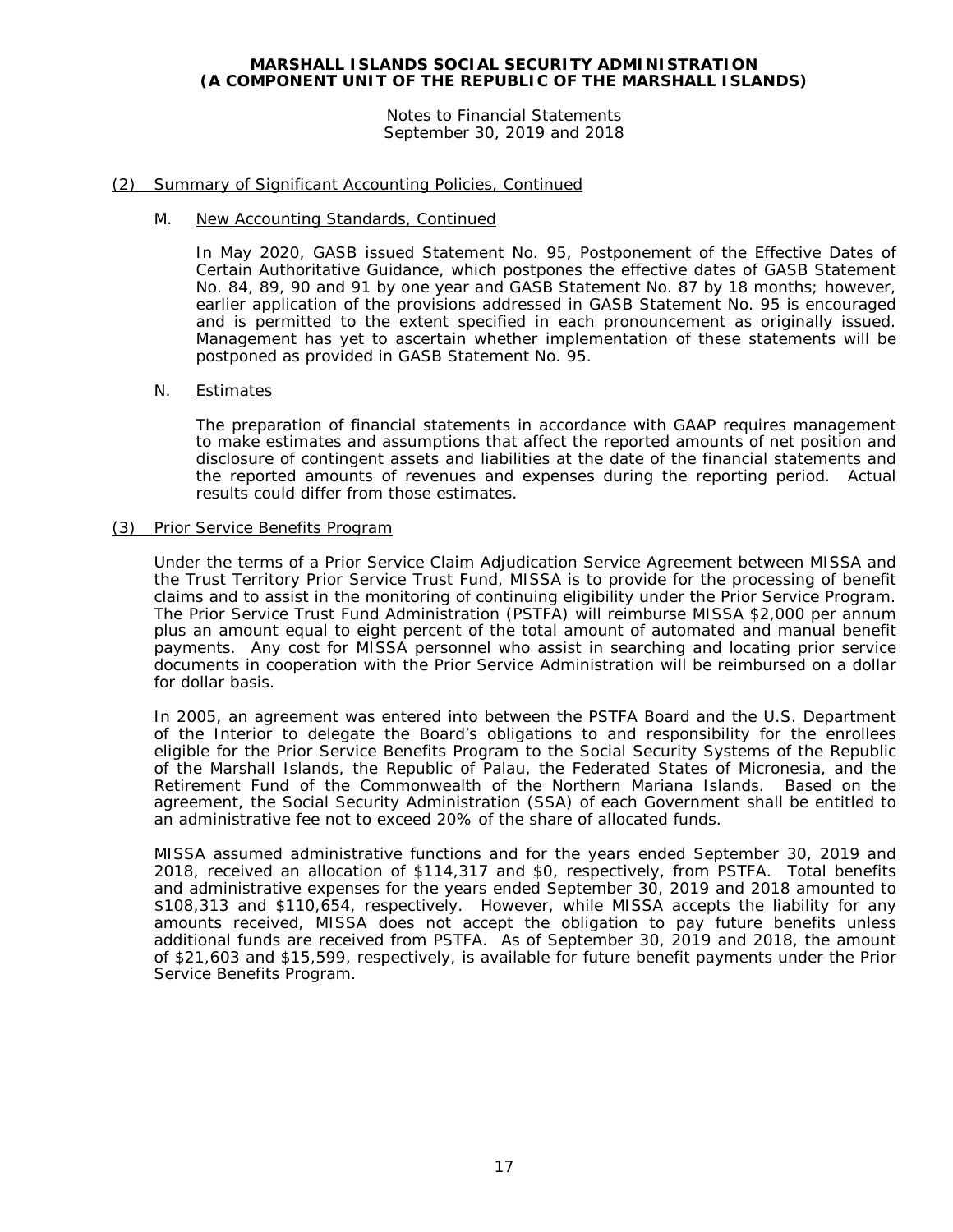## (2) Summary of Significant Accounting Policies, Continued

### M. New Accounting Standards, Continued

In May 2020, GASB issued Statement No. 95, Postponement of the Effective Dates of Certain Authoritative Guidance, which postpones the effective dates of GASB Statement No. 84, 89, 90 and 91 by one year and GASB Statement No. 87 by 18 months; however, earlier application of the provisions addressed in GASB Statement No. 95 is encouraged and is permitted to the extent specified in each pronouncement as originally issued. Management has yet to ascertain whether implementation of these statements will be postponed as provided in GASB Statement No. 95.

### N. Estimates

The preparation of financial statements in accordance with GAAP requires management to make estimates and assumptions that affect the reported amounts of net position and disclosure of contingent assets and liabilities at the date of the financial statements and the reported amounts of revenues and expenses during the reporting period. Actual results could differ from those estimates.

## (3) Prior Service Benefits Program

Under the terms of a Prior Service Claim Adjudication Service Agreement between MISSA and the Trust Territory Prior Service Trust Fund, MISSA is to provide for the processing of benefit claims and to assist in the monitoring of continuing eligibility under the Prior Service Program. The Prior Service Trust Fund Administration (PSTFA) will reimburse MISSA $2,000 per annum plus an amount equal to eight percent of the total amount of automated and manual benefit payments. Any cost for MISSA personnel who assist in searching and locating prior service documents in cooperation with the Prior Service Administration will be reimbursed on a dollar for dollar basis.

In 2005, an agreement was entered into between the PSTFA Board and the U.S. Department of the Interior to delegate the Board's obligations to and responsibility for the enrollees eligible for the Prior Service Benefits Program to the Social Security Systems of the Republic of the Marshall Islands, the Republic of Palau, the Federated States of Micronesia, and the Retirement Fund of the Commonwealth of the Northern Mariana Islands. Based on the agreement, the Social Security Administration (SSA) of each Government shall be entitled to an administrative fee not to exceed 20% of the share of allocated funds.

MISSA assumed administrative functions and for the years ended September 30, 2019 and 2018, received an allocation of $114,317 and $0, respectively, from PSTFA. Total benefits and administrative expenses for the years ended September 30, 2019 and 2018 amounted to $108,313 and $110,654, respectively. However, while MISSA accepts the liability for any amounts received, MISSA does not accept the obligation to pay future benefits unless additional funds are received from PSTFA. As of September 30, 2019 and 2018, the amount of $21,603 and $15,599, respectively, is available for future benefit payments under the Prior Service Benefits Program.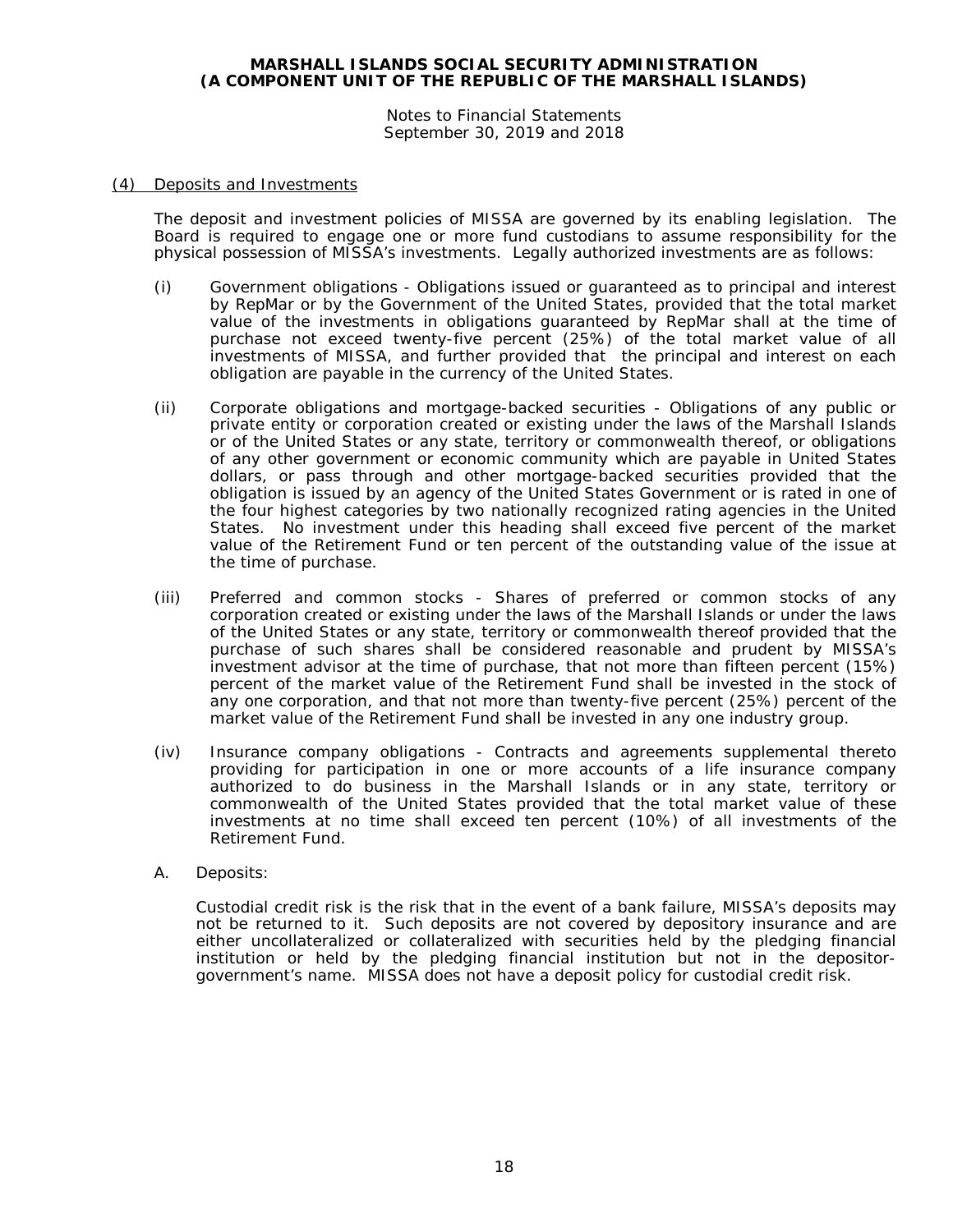## (4) Deposits and Investments

The deposit and investment policies of MISSA are governed by its enabling legislation. The Board is required to engage one or more fund custodians to assume responsibility for the physical possession of MISSA's investments. Legally authorized investments are as follows:

(i) Government obligations - Obligations issued or guaranteed as to principal and interest by RepMar or by the Government of the United States, provided that the total market value of the investments in obligations guaranteed by RepMar shall at the time of purchase not exceed twenty-five percent (25%) of the total market value of all investments of MISSA, and further provided that the principal and interest on each obligation are payable in the currency of the United States.

(ii) Corporate obligations and mortgage-backed securities - Obligations of any public or private entity or corporation created or existing under the laws of the Marshall Islands or of the United States or any state, territory or commonwealth thereof, or obligations of any other government or economic community which are payable in United States dollars, or pass through and other mortgage-backed securities provided that the obligation is issued by an agency of the United States Government or is rated in one of the four highest categories by two nationally recognized rating agencies in the United States. No investment under this heading shall exceed five percent of the market value of the Retirement Fund or ten percent of the outstanding value of the issue at the time of purchase.

(iii) Preferred and common stocks - Shares of preferred or common stocks of any corporation created or existing under the laws of the Marshall Islands or under the laws of the United States or any state, territory or commonwealth thereof provided that the purchase of such shares shall be considered reasonable and prudent by MISSA's investment advisor at the time of purchase, that not more than fifteen percent (15%) percent of the market value of the Retirement Fund shall be invested in the stock of any one corporation, and that not more than twenty-five percent (25%) percent of the market value of the Retirement Fund shall be invested in any one industry group.

(iv) Insurance company obligations - Contracts and agreements supplemental thereto providing for participation in one or more accounts of a life insurance company authorized to do business in the Marshall Islands or in any state, territory or commonwealth of the United States provided that the total market value of these investments at no time shall exceed ten percent (10%) of all investments of the Retirement Fund.

A. Deposits:

Custodial credit risk is the risk that in the event of a bank failure, MISSA's deposits may not be returned to it. Such deposits are not covered by depository insurance and are either uncollateralized or collateralized with securities held by the pledging financial institution or held by the pledging financial institution but not in the depositor-government's name. MISSA does not have a deposit policy for custodial credit risk.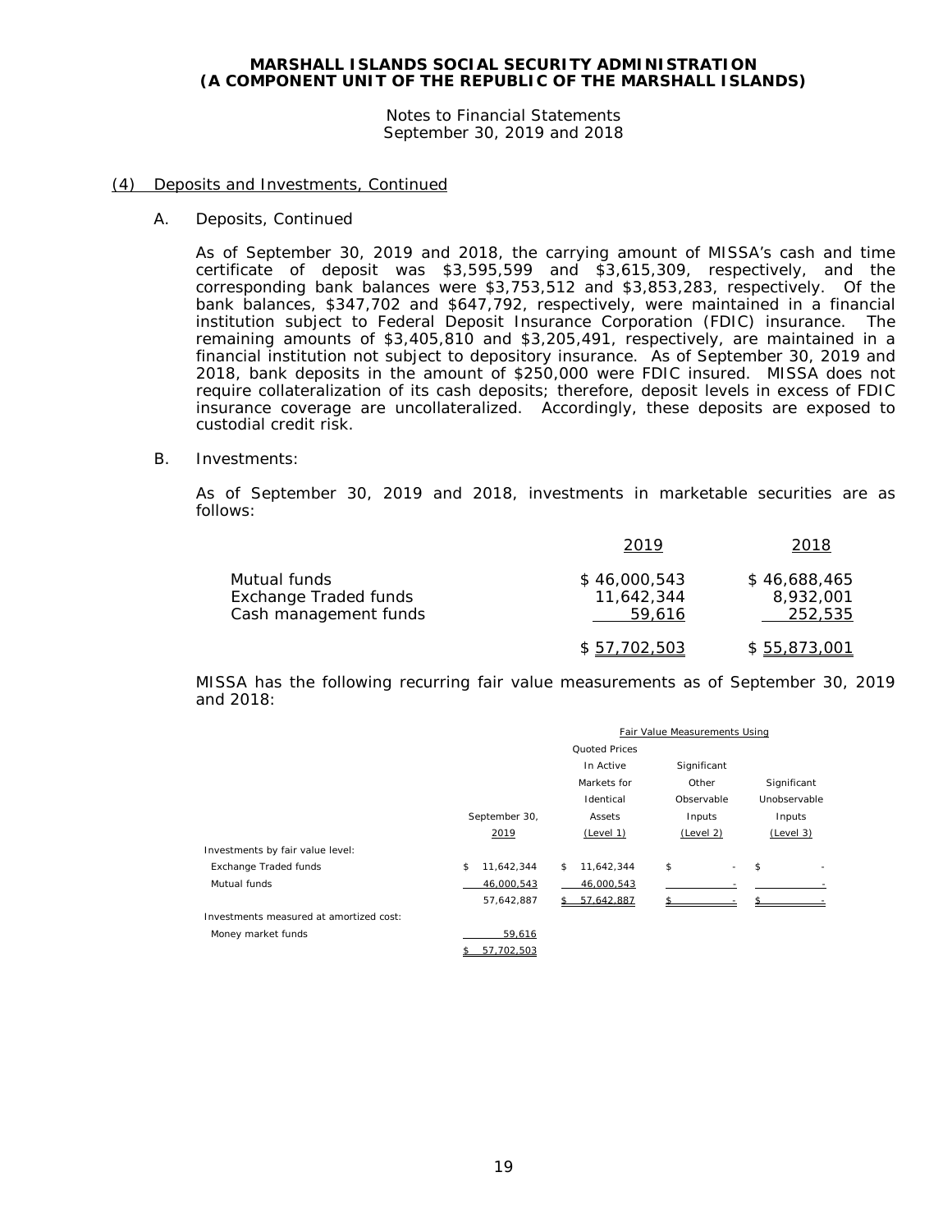## (4) Deposits and Investments, Continued

### A. Deposits, Continued

As of September 30, 2019 and 2018, the carrying amount of MISSA's cash and time certificate of deposit was $3,595,599 and $3,615,309, respectively, and the corresponding bank balances were $3,753,512 and $3,853,283, respectively. Of the bank balances, $347,702 and $647,792, respectively, were maintained in a financial institution subject to Federal Deposit Insurance Corporation (FDIC) insurance. The remaining amounts of $3,405,810 and $3,205,491, respectively, are maintained in a financial institution not subject to depository insurance. As of September 30, 2019 and 2018, bank deposits in the amount of $250,000 were FDIC insured. MISSA does not require collateralization of its cash deposits; therefore, deposit levels in excess of FDIC insurance coverage are uncollateralized. Accordingly, these deposits are exposed to custodial credit risk.

### B. Investments:

As of September 30, 2019 and 2018, investments in marketable securities are as follows:

| | 2019 | 2018 |
|---|---|---|
| Mutual funds | $ 46,000,543 | $ 46,688,465 |
| Exchange Traded funds | 11,642,344 | 8,932,001 |
| Cash management funds | 59,616 | 252,535 |
| | $ 57,702,503 | $ 55,873,001 |

MISSA has the following recurring fair value measurements as of September 30, 2019 and 2018:

| | | Fair Value Measurements Using | | |
|---|---|---|---|---|
| | September 30, 2019 | Quoted Prices In Active Markets for Identical Assets (Level 1) | Significant Other Observable Inputs (Level 2) | Significant Unobservable Inputs (Level 3) |
| Investments by fair value level: | | | | |
| Exchange Traded funds | $ 11,642,344 | $ 11,642,344 | $ - | $ - |
| Mutual funds | 46,000,543 | 46,000,543 | - | - |
| | 57,642,887 | $ 57,642,887 | $ - | $ - |
| Investments measured at amortized cost: | | | | |
| Money market funds | 59,616 | | | |
| | $ 57,702,503 | | | |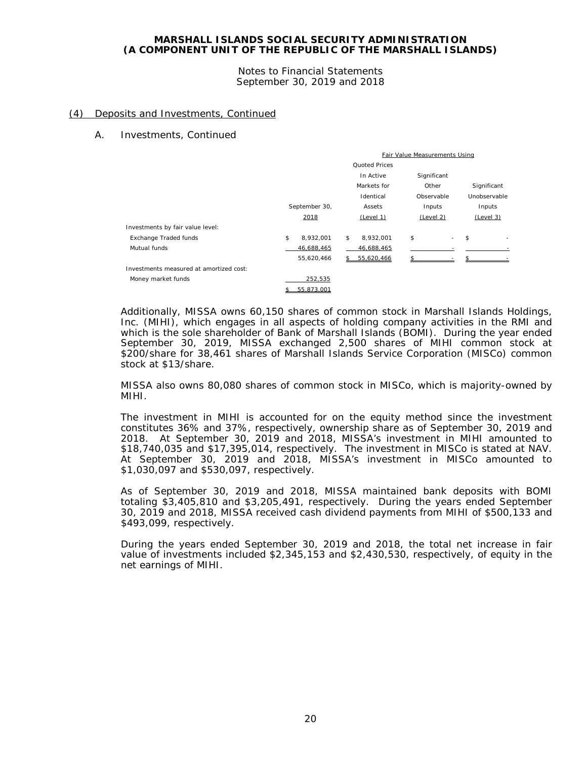## (4) Deposits and Investments, Continued

### A. Investments, Continued

| | | Fair Value Measurements Using | | |
|---|---|---|---|---|
| | September 30, 2018 | Quoted Prices In Active Markets for Identical Assets (Level 1) | Significant Other Observable Inputs (Level 2) | Significant Unobservable Inputs (Level 3) |
| Investments by fair value level: | | | | |
| Exchange Traded funds | $ 8,932,001 | $ 8,932,001 | $ - | $ - |
| Mutual funds | 46,688,465 | 46,688,465 | - | - |
| | 55,620,466 | $ 55,620,466 | $ - | $ - |
| Investments measured at amortized cost: | | | | |
| Money market funds | 252,535 | | | |
| | $ 55,873,001 | | | |

Additionally, MISSA owns 60,150 shares of common stock in Marshall Islands Holdings, Inc. (MIHI), which engages in all aspects of holding company activities in the RMI and which is the sole shareholder of Bank of Marshall Islands (BOMI). During the year ended September 30, 2019, MISSA exchanged 2,500 shares of MIHI common stock at $200/share for 38,461 shares of Marshall Islands Service Corporation (MISCo) common stock at $13/share.

MISSA also owns 80,080 shares of common stock in MISCo, which is majority-owned by MIHI.

The investment in MIHI is accounted for on the equity method since the investment constitutes 36% and 37%, respectively, ownership share as of September 30, 2019 and 2018. At September 30, 2019 and 2018, MISSA's investment in MIHI amounted to $18,740,035 and $17,395,014, respectively. The investment in MISCo is stated at NAV. At September 30, 2019 and 2018, MISSA's investment in MISCo amounted to $1,030,097 and $530,097, respectively.

As of September 30, 2019 and 2018, MISSA maintained bank deposits with BOMI totaling $3,405,810 and $3,205,491, respectively. During the years ended September 30, 2019 and 2018, MISSA received cash dividend payments from MIHI of $500,133 and $493,099, respectively.

During the years ended September 30, 2019 and 2018, the total net increase in fair value of investments included $2,345,153 and $2,430,530, respectively, of equity in the net earnings of MIHI.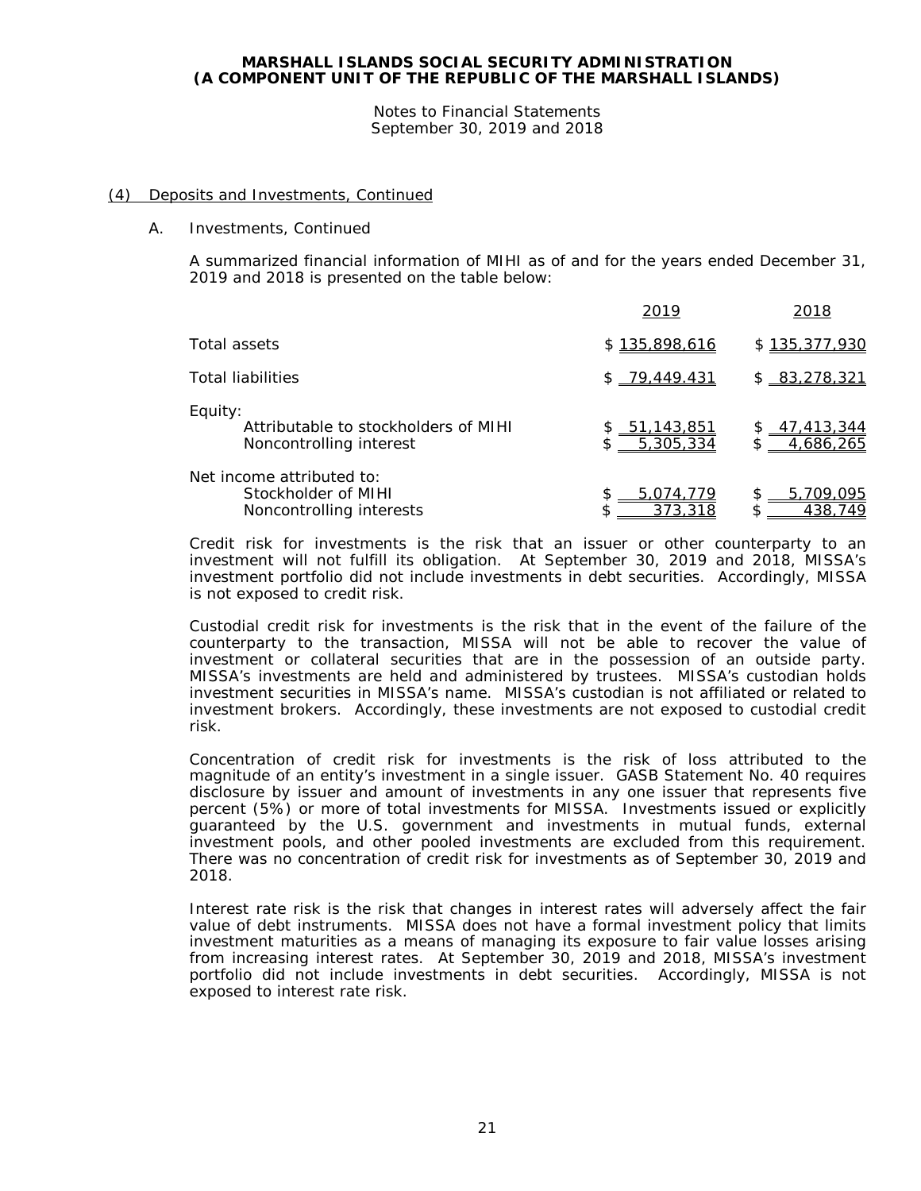## (4) Deposits and Investments, Continued

### A. Investments, Continued

A summarized financial information of MIHI as of and for the years ended December 31, 2019 and 2018 is presented on the table below:

| | 2019 | 2018 |
|---|---|---|
| Total assets | $ 135,898,616 | $ 135,377,930 |
| Total liabilities | $ 79,449,431 | $ 83,278,321 |
| Equity: | | |
| Attributable to stockholders of MIHI | $ 51,143,851 | $ 47,413,344 |
| Noncontrolling interest | $ 5,305,334 | $ 4,686,265 |
| Net income attributed to: | | |
| Stockholder of MIHI | $ 5,074,779 | $ 5,709,095 |
| Noncontrolling interests | $ 373,318 | $ 438,749 |

Credit risk for investments is the risk that an issuer or other counterparty to an investment will not fulfill its obligation. At September 30, 2019 and 2018, MISSA's investment portfolio did not include investments in debt securities. Accordingly, MISSA is not exposed to credit risk.

Custodial credit risk for investments is the risk that in the event of the failure of the counterparty to the transaction, MISSA will not be able to recover the value of investment or collateral securities that are in the possession of an outside party. MISSA's investments are held and administered by trustees. MISSA's custodian holds investment securities in MISSA's name. MISSA's custodian is not affiliated or related to investment brokers. Accordingly, these investments are not exposed to custodial credit risk.

Concentration of credit risk for investments is the risk of loss attributed to the magnitude of an entity's investment in a single issuer. GASB Statement No. 40 requires disclosure by issuer and amount of investments in any one issuer that represents five percent (5%) or more of total investments for MISSA. Investments issued or explicitly guaranteed by the U.S. government and investments in mutual funds, external investment pools, and other pooled investments are excluded from this requirement. There was no concentration of credit risk for investments as of September 30, 2019 and 2018.

Interest rate risk is the risk that changes in interest rates will adversely affect the fair value of debt instruments. MISSA does not have a formal investment policy that limits investment maturities as a means of managing its exposure to fair value losses arising from increasing interest rates. At September 30, 2019 and 2018, MISSA's investment portfolio did not include investments in debt securities. Accordingly, MISSA is not exposed to interest rate risk.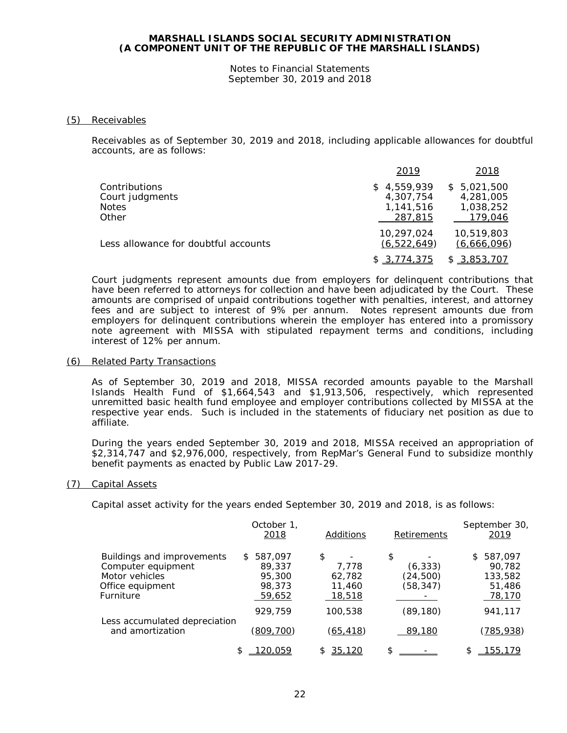**MARSHALL ISLANDS SOCIAL SECURITY ADMINISTRATION**
**(A COMPONENT UNIT OF THE REPUBLIC OF THE MARSHALL ISLANDS)**

Notes to Financial Statements
September 30, 2019 and 2018

## (5) Receivables

Receivables as of September 30, 2019 and 2018, including applicable allowances for doubtful accounts, are as follows:

| | 2019 | 2018 |
|---|---|---|
| Contributions | $ 4,559,939 | $ 5,021,500 |
| Court judgments | 4,307,754 | 4,281,005 |
| Notes | 1,141,516 | 1,038,252 |
| Other | 287,815 | 179,046 |
| | 10,297,024 | 10,519,803 |
| Less allowance for doubtful accounts | (6,522,649) | (6,666,096) |
| | $ 3,774,375 | $ 3,853,707 |

Court judgments represent amounts due from employers for delinquent contributions that have been referred to attorneys for collection and have been adjudicated by the Court. These amounts are comprised of unpaid contributions together with penalties, interest, and attorney fees and are subject to interest of 9% per annum. Notes represent amounts due from employers for delinquent contributions wherein the employer has entered into a promissory note agreement with MISSA with stipulated repayment terms and conditions, including interest of 12% per annum.

## (6) Related Party Transactions

As of September 30, 2019 and 2018, MISSA recorded amounts payable to the Marshall Islands Health Fund of $1,664,543 and $1,913,506, respectively, which represented unremitted basic health fund employee and employer contributions collected by MISSA at the respective year ends. Such is included in the statements of fiduciary net position as due to affiliate.

During the years ended September 30, 2019 and 2018, MISSA received an appropriation of $2,314,747 and $2,976,000, respectively, from RepMar's General Fund to subsidize monthly benefit payments as enacted by Public Law 2017-29.

## (7) Capital Assets

Capital asset activity for the years ended September 30, 2019 and 2018, is as follows:

| | October 1, 2018 | Additions | Retirements | September 30, 2019 |
|---|---|---|---|---|
| Buildings and improvements | $ 587,097 | $ - | $ - | $ 587,097 |
| Computer equipment | 89,337 | 7,778 | (6,333) | 90,782 |
| Motor vehicles | 95,300 | 62,782 | (24,500) | 133,582 |
| Office equipment | 98,373 | 11,460 | (58,347) | 51,486 |
| Furniture | 59,652 | 18,518 | - | 78,170 |
| | 929,759 | 100,538 | (89,180) | 941,117 |
| Less accumulated depreciation and amortization | (809,700) | (65,418) | 89,180 | (785,938) |
| | $ 120,059 | $ 35,120 | $ - | $ 155,179 |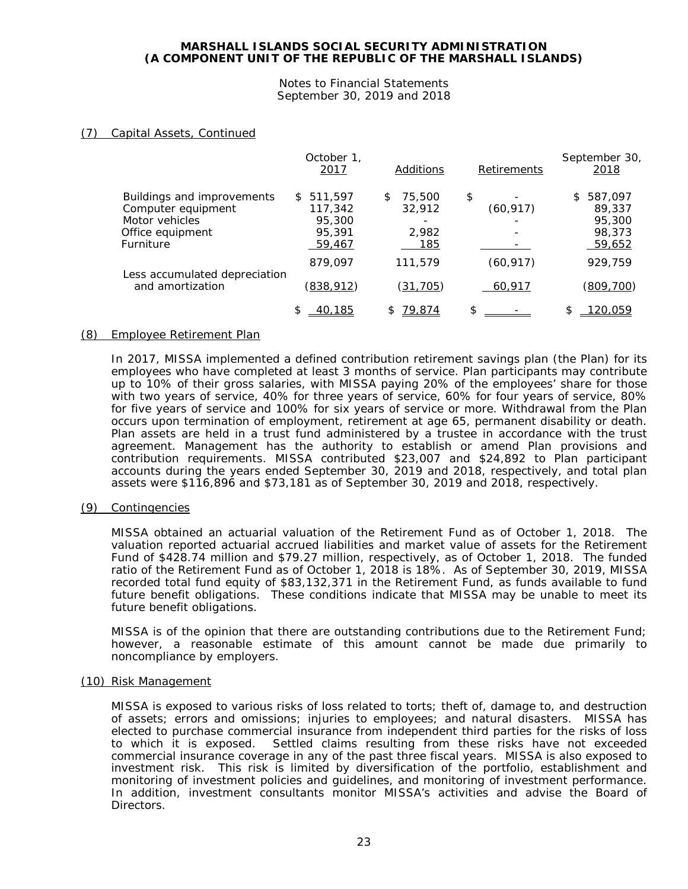## (7) Capital Assets, Continued

| | October 1, 2017 | Additions | Retirements | September 30, 2018 |
|---|---|---|---|---|
| Buildings and improvements | $ 511,597 | $ 75,500 | $ - | $ 587,097 |
| Computer equipment | 117,342 | 32,912 | (60,917) | 89,337 |
| Motor vehicles | 95,300 | - | - | 95,300 |
| Office equipment | 95,391 | 2,982 | - | 98,373 |
| Furniture | 59,467 | 185 | - | 59,652 |
| | 879,097 | 111,579 | (60,917) | 929,759 |
| Less accumulated depreciation and amortization | (838,912) | (31,705) | 60,917 | (809,700) |
| | $ 40,185 | $ 79,874 | $ - | $ 120,059 |

## (8) Employee Retirement Plan

In 2017, MISSA implemented a defined contribution retirement savings plan (the Plan) for its employees who have completed at least 3 months of service. Plan participants may contribute up to 10% of their gross salaries, with MISSA paying 20% of the employees' share for those with two years of service, 40% for three years of service, 60% for four years of service, 80% for five years of service and 100% for six years of service or more. Withdrawal from the Plan occurs upon termination of employment, retirement at age 65, permanent disability or death. Plan assets are held in a trust fund administered by a trustee in accordance with the trust agreement. Management has the authority to establish or amend Plan provisions and contribution requirements. MISSA contributed $23,007 and $24,892 to Plan participant accounts during the years ended September 30, 2019 and 2018, respectively, and total plan assets were $116,896 and $73,181 as of September 30, 2019 and 2018, respectively.

## (9) Contingencies

MISSA obtained an actuarial valuation of the Retirement Fund as of October 1, 2018. The valuation reported actuarial accrued liabilities and market value of assets for the Retirement Fund of $428.74 million and $79.27 million, respectively, as of October 1, 2018. The funded ratio of the Retirement Fund as of October 1, 2018 is 18%. As of September 30, 2019, MISSA recorded total fund equity of $83,132,371 in the Retirement Fund, as funds available to fund future benefit obligations. These conditions indicate that MISSA may be unable to meet its future benefit obligations.

MISSA is of the opinion that there are outstanding contributions due to the Retirement Fund; however, a reasonable estimate of this amount cannot be made due primarily to noncompliance by employers.

## (10) Risk Management

MISSA is exposed to various risks of loss related to torts; theft of, damage to, and destruction of assets; errors and omissions; injuries to employees; and natural disasters. MISSA has elected to purchase commercial insurance from independent third parties for the risks of loss to which it is exposed. Settled claims resulting from these risks have not exceeded commercial insurance coverage in any of the past three fiscal years. MISSA is also exposed to investment risk. This risk is limited by diversification of the portfolio, establishment and monitoring of investment policies and guidelines, and monitoring of investment performance. In addition, investment consultants monitor MISSA's activities and advise the Board of Directors.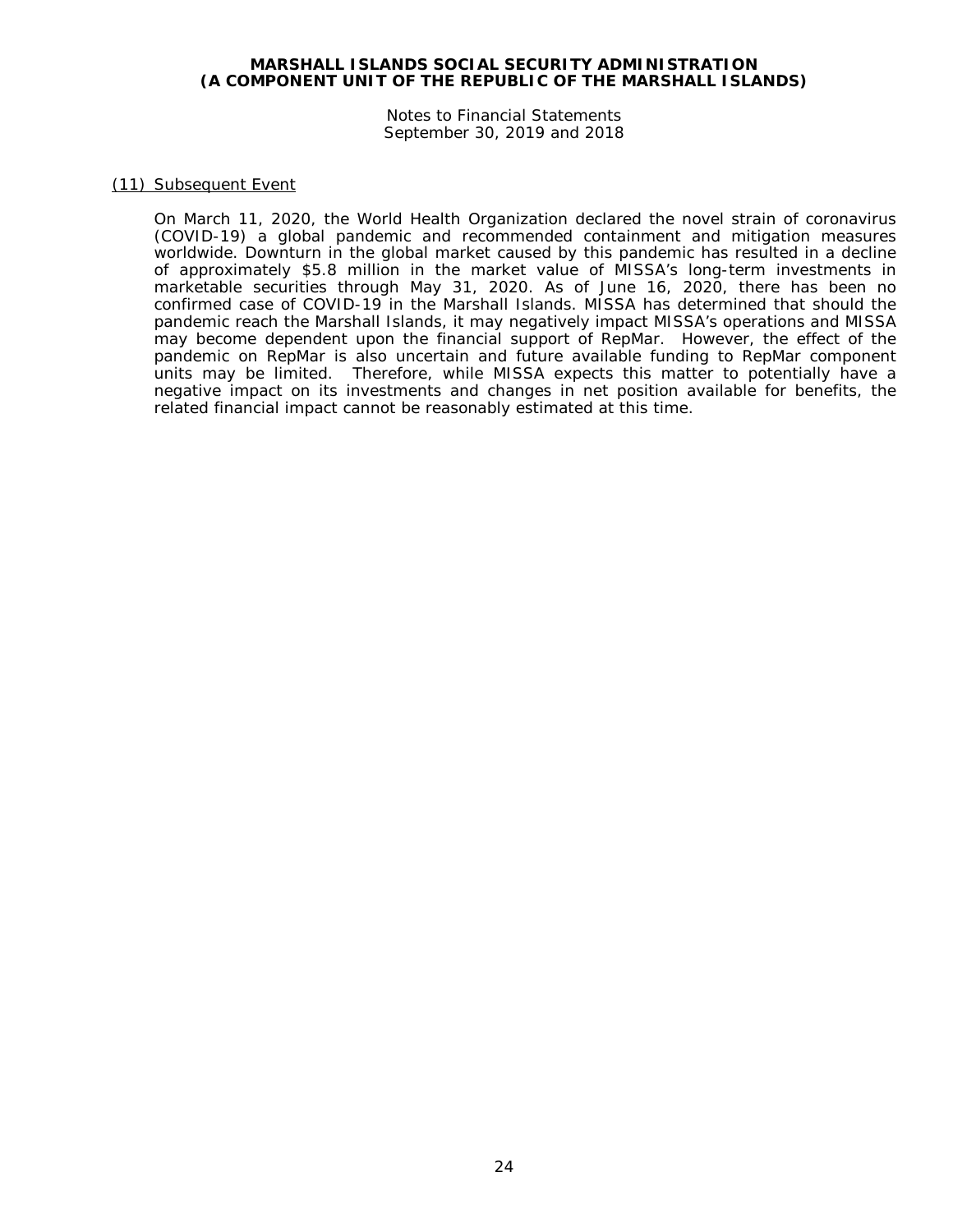## (11) Subsequent Event

On March 11, 2020, the World Health Organization declared the novel strain of coronavirus (COVID-19) a global pandemic and recommended containment and mitigation measures worldwide. Downturn in the global market caused by this pandemic has resulted in a decline of approximately $5.8 million in the market value of MISSA's long-term investments in marketable securities through May 31, 2020. As of June 16, 2020, there has been no confirmed case of COVID-19 in the Marshall Islands. MISSA has determined that should the pandemic reach the Marshall Islands, it may negatively impact MISSA's operations and MISSA may become dependent upon the financial support of RepMar. However, the effect of the pandemic on RepMar is also uncertain and future available funding to RepMar component units may be limited. Therefore, while MISSA expects this matter to potentially have a negative impact on its investments and changes in net position available for benefits, the related financial impact cannot be reasonably estimated at this time.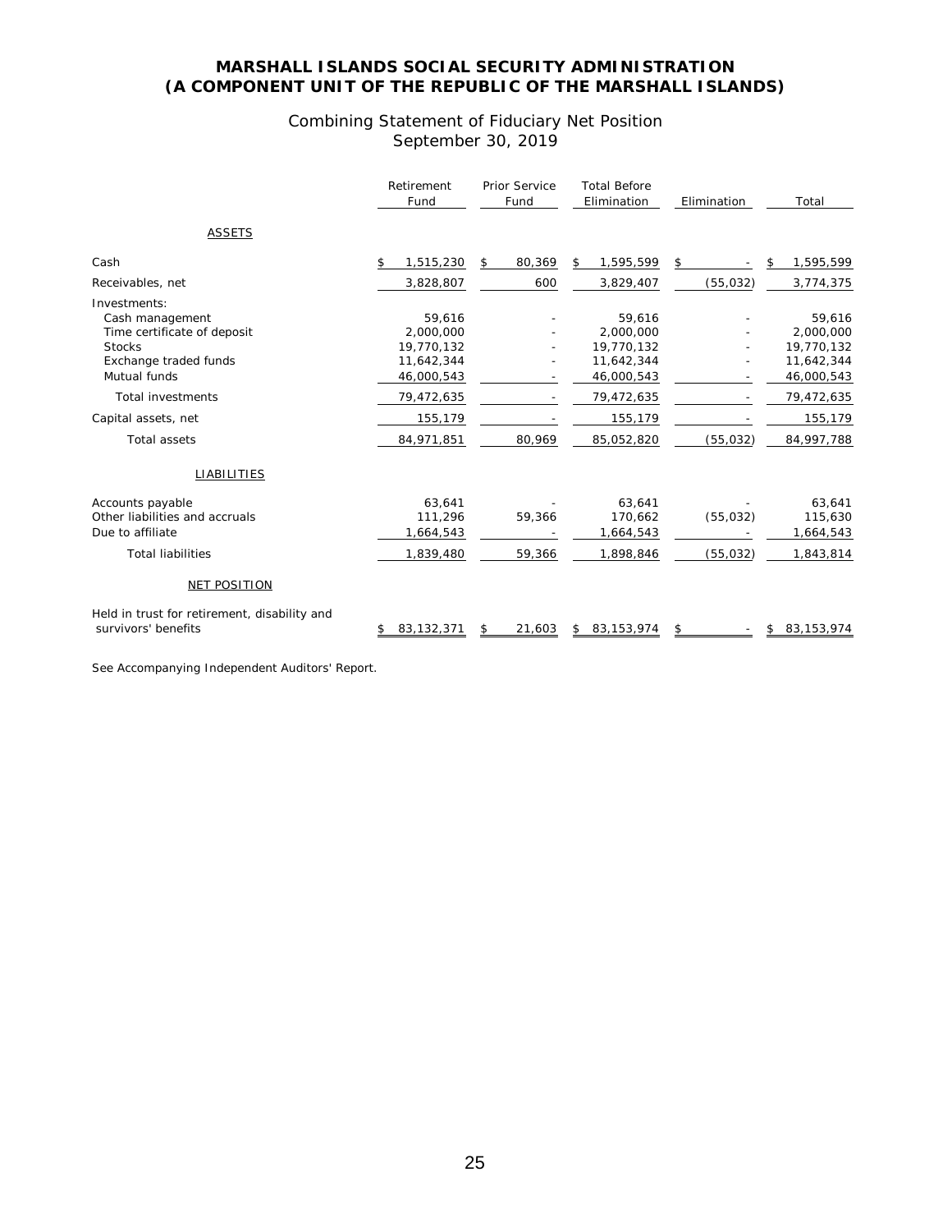# MARSHALL ISLANDS SOCIAL SECURITY ADMINISTRATION
# (A COMPONENT UNIT OF THE REPUBLIC OF THE MARSHALL ISLANDS)

## Combining Statement of Fiduciary Net Position
## September 30, 2019

| | Retirement Fund | Prior Service Fund | Total Before Elimination | Elimination | Total |
|---|---|---|---|---|---|
| **ASSETS** | | | | | |
| Cash | $ 1,515,230 | $ 80,369 | $ 1,595,599 | $ - | $ 1,595,599 |
| Receivables, net | 3,828,807 | 600 | 3,829,407 | (55,032) | 3,774,375 |
| Investments: | | | | | |
| Cash management | 59,616 | - | 59,616 | - | 59,616 |
| Time certificate of deposit | 2,000,000 | - | 2,000,000 | - | 2,000,000 |
| Stocks | 19,770,132 | - | 19,770,132 | - | 19,770,132 |
| Exchange traded funds | 11,642,344 | - | 11,642,344 | - | 11,642,344 |
| Mutual funds | 46,000,543 | - | 46,000,543 | - | 46,000,543 |
| Total investments | 79,472,635 | - | 79,472,635 | - | 79,472,635 |
| Capital assets, net | 155,179 | - | 155,179 | - | 155,179 |
| Total assets | 84,971,851 | 80,969 | 85,052,820 | (55,032) | 84,997,788 |
| **LIABILITIES** | | | | | |
| Accounts payable | 63,641 | - | 63,641 | - | 63,641 |
| Other liabilities and accruals | 111,296 | 59,366 | 170,662 | (55,032) | 115,630 |
| Due to affiliate | 1,664,543 | - | 1,664,543 | - | 1,664,543 |
| Total liabilities | 1,839,480 | 59,366 | 1,898,846 | (55,032) | 1,843,814 |
| **NET POSITION** | | | | | |
| Held in trust for retirement, disability and survivors' benefits | $ 83,132,371 | $ 21,603 | $ 83,153,974 | $ - | $ 83,153,974 |

See Accompanying Independent Auditors' Report.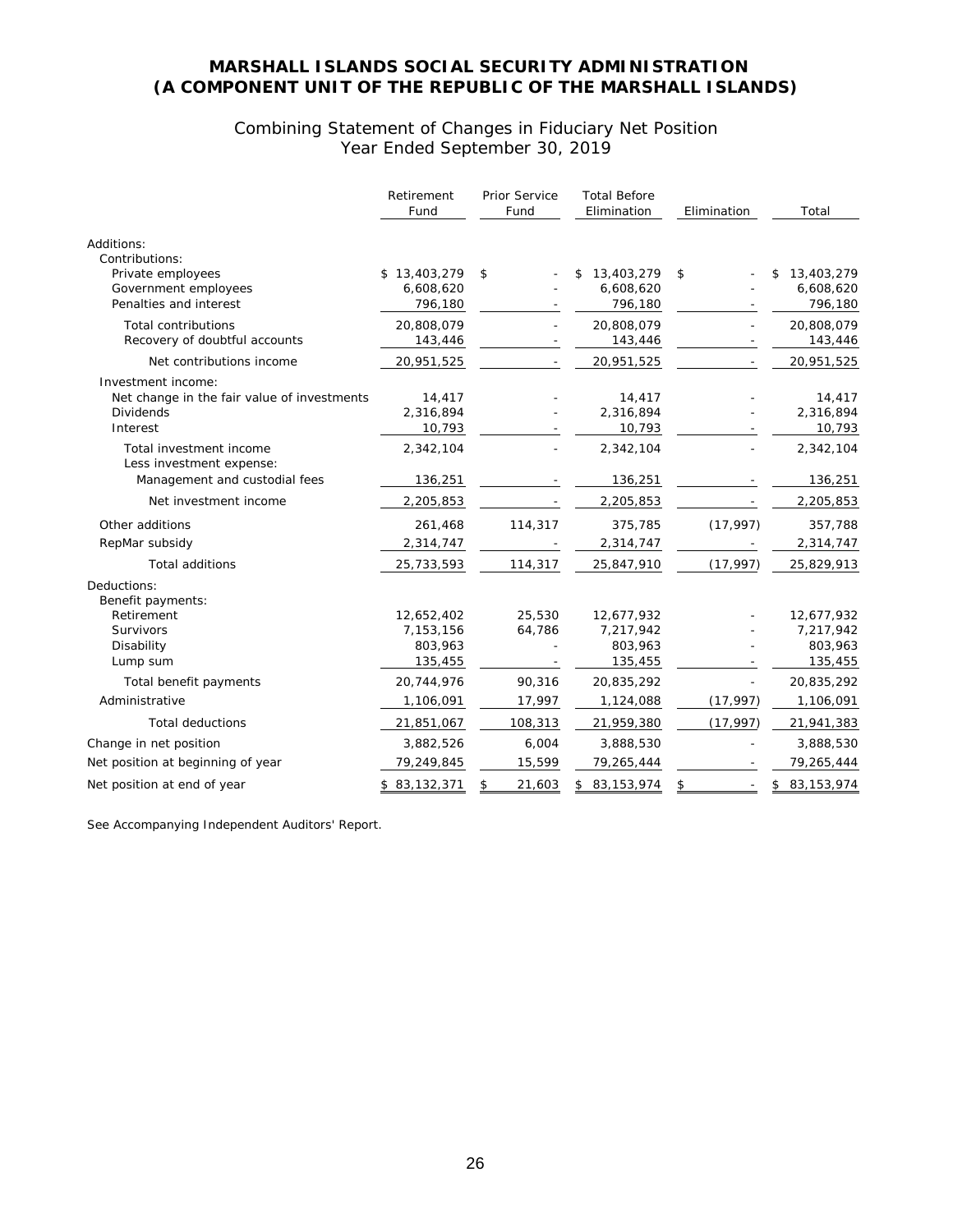# MARSHALL ISLANDS SOCIAL SECURITY ADMINISTRATION
# (A COMPONENT UNIT OF THE REPUBLIC OF THE MARSHALL ISLANDS)

## Combining Statement of Changes in Fiduciary Net Position
## Year Ended September 30, 2019

| | Retirement Fund | Prior Service Fund | Total Before Elimination | Elimination | Total |
|---|---|---|---|---|---|
| Additions: | | | | | |
| Contributions: | | | | | |
| Private employees | $ 13,403,279 | $ - | $ 13,403,279 | $ - | $ 13,403,279 |
| Government employees | 6,608,620 | - | 6,608,620 | - | 6,608,620 |
| Penalties and interest | 796,180 | - | 796,180 | - | 796,180 |
| Total contributions | 20,808,079 | - | 20,808,079 | - | 20,808,079 |
| Recovery of doubtful accounts | 143,446 | - | 143,446 | - | 143,446 |
| Net contributions income | 20,951,525 | - | 20,951,525 | - | 20,951,525 |
| Investment income: | | | | | |
| Net change in the fair value of investments | 14,417 | - | 14,417 | - | 14,417 |
| Dividends | 2,316,894 | - | 2,316,894 | - | 2,316,894 |
| Interest | 10,793 | - | 10,793 | - | 10,793 |
| Total investment income | 2,342,104 | - | 2,342,104 | - | 2,342,104 |
| Less investment expense: | | | | | |
| Management and custodial fees | 136,251 | - | 136,251 | - | 136,251 |
| Net investment income | 2,205,853 | - | 2,205,853 | - | 2,205,853 |
| Other additions | 261,468 | 114,317 | 375,785 | (17,997) | 357,788 |
| RepMar subsidy | 2,314,747 | - | 2,314,747 | - | 2,314,747 |
| Total additions | 25,733,593 | 114,317 | 25,847,910 | (17,997) | 25,829,913 |
| Deductions: | | | | | |
| Benefit payments: | | | | | |
| Retirement | 12,652,402 | 25,530 | 12,677,932 | - | 12,677,932 |
| Survivors | 7,153,156 | 64,786 | 7,217,942 | - | 7,217,942 |
| Disability | 803,963 | - | 803,963 | - | 803,963 |
| Lump sum | 135,455 | - | 135,455 | - | 135,455 |
| Total benefit payments | 20,744,976 | 90,316 | 20,835,292 | - | 20,835,292 |
| Administrative | 1,106,091 | 17,997 | 1,124,088 | (17,997) | 1,106,091 |
| Total deductions | 21,851,067 | 108,313 | 21,959,380 | (17,997) | 21,941,383 |
| Change in net position | 3,882,526 | 6,004 | 3,888,530 | - | 3,888,530 |
| Net position at beginning of year | 79,249,845 | 15,599 | 79,265,444 | - | 79,265,444 |
| Net position at end of year | $ 83,132,371 | $ 21,603 | $ 83,153,974 | $ - | $ 83,153,974 |

See Accompanying Independent Auditors' Report.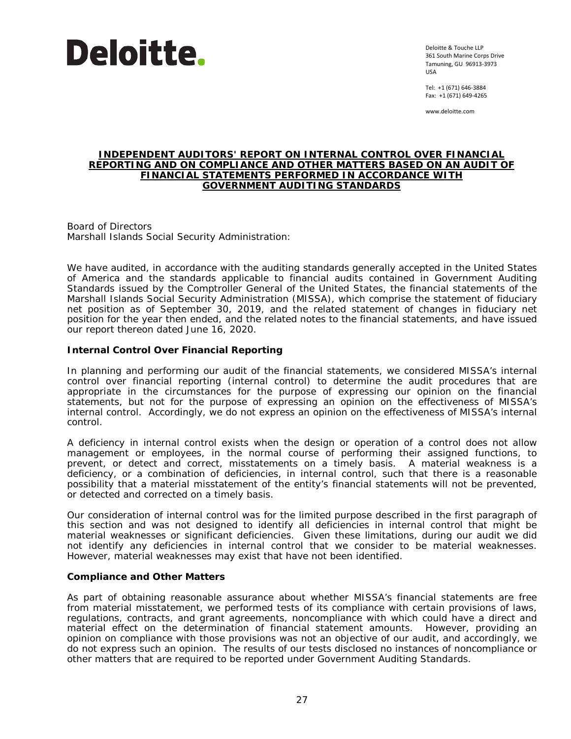Deloitte.

Deloitte & Touche LLP
361 South Marine Corps Drive
Tamuning, GU 96913-3973
USA

Tel: +1 (671) 646-3884
Fax: +1 (671) 649-4265

www.deloitte.com

## INDEPENDENT AUDITORS' REPORT ON INTERNAL CONTROL OVER FINANCIAL REPORTING AND ON COMPLIANCE AND OTHER MATTERS BASED ON AN AUDIT OF FINANCIAL STATEMENTS PERFORMED IN ACCORDANCE WITH GOVERNMENT AUDITING STANDARDS

Board of Directors
Marshall Islands Social Security Administration:

We have audited, in accordance with the auditing standards generally accepted in the United States of America and the standards applicable to financial audits contained in Government Auditing Standards issued by the Comptroller General of the United States, the financial statements of the Marshall Islands Social Security Administration (MISSA), which comprise the statement of fiduciary net position as of September 30, 2019, and the related statement of changes in fiduciary net position for the year then ended, and the related notes to the financial statements, and have issued our report thereon dated June 16, 2020.

**Internal Control Over Financial Reporting**

In planning and performing our audit of the financial statements, we considered MISSA's internal control over financial reporting (internal control) to determine the audit procedures that are appropriate in the circumstances for the purpose of expressing our opinion on the financial statements, but not for the purpose of expressing an opinion on the effectiveness of MISSA's internal control. Accordingly, we do not express an opinion on the effectiveness of MISSA's internal control.

A deficiency in internal control exists when the design or operation of a control does not allow management or employees, in the normal course of performing their assigned functions, to prevent, or detect and correct, misstatements on a timely basis. A material weakness is a deficiency, or a combination of deficiencies, in internal control, such that there is a reasonable possibility that a material misstatement of the entity's financial statements will not be prevented, or detected and corrected on a timely basis.

Our consideration of internal control was for the limited purpose described in the first paragraph of this section and was not designed to identify all deficiencies in internal control that might be material weaknesses or significant deficiencies. Given these limitations, during our audit we did not identify any deficiencies in internal control that we consider to be material weaknesses. However, material weaknesses may exist that have not been identified.

**Compliance and Other Matters**

As part of obtaining reasonable assurance about whether MISSA's financial statements are free from material misstatement, we performed tests of its compliance with certain provisions of laws, regulations, contracts, and grant agreements, noncompliance with which could have a direct and material effect on the determination of financial statement amounts. However, providing an opinion on compliance with those provisions was not an objective of our audit, and accordingly, we do not express such an opinion. The results of our tests disclosed no instances of noncompliance or other matters that are required to be reported under Government Auditing Standards.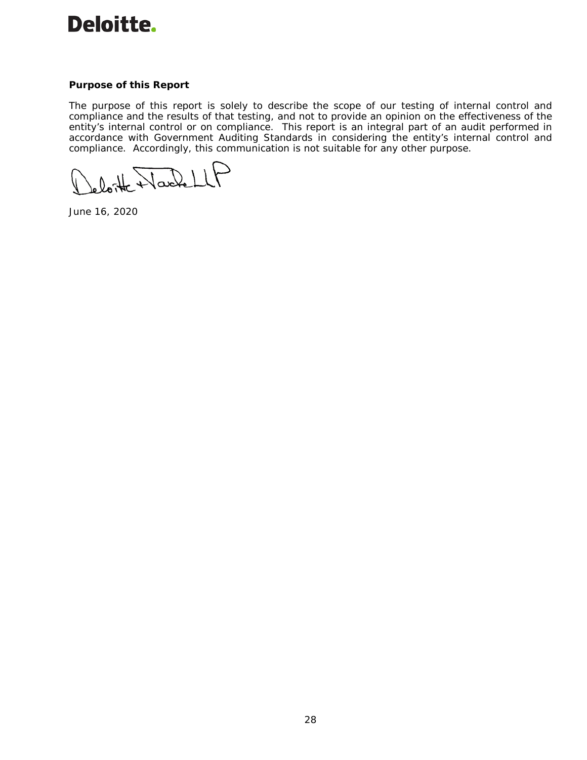**Deloitte.**

**Purpose of this Report**

The purpose of this report is solely to describe the scope of our testing of internal control and compliance and the results of that testing, and not to provide an opinion on the effectiveness of the entity's internal control or on compliance. This report is an integral part of an audit performed in accordance with Government Auditing Standards in considering the entity's internal control and compliance. Accordingly, this communication is not suitable for any other purpose.

Deloitte & Touche LLP

June 16, 2020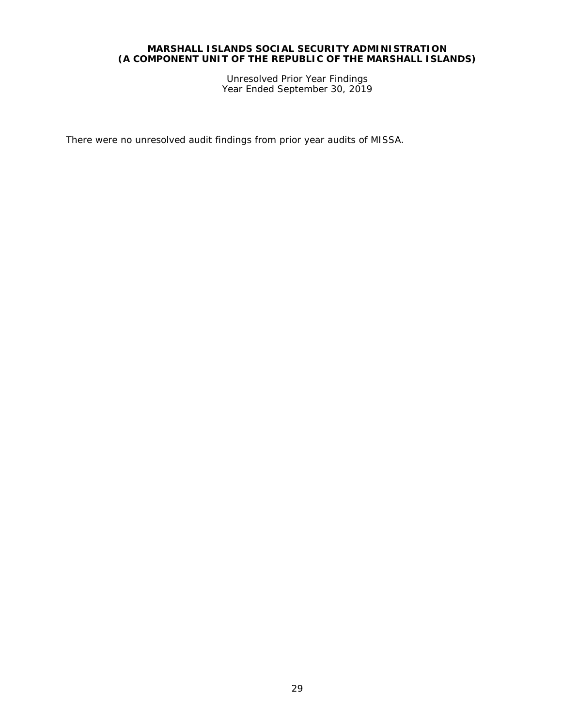**MARSHALL ISLANDS SOCIAL SECURITY ADMINISTRATION**
**(A COMPONENT UNIT OF THE REPUBLIC OF THE MARSHALL ISLANDS)**

Unresolved Prior Year Findings
Year Ended September 30, 2019

There were no unresolved audit findings from prior year audits of MISSA.